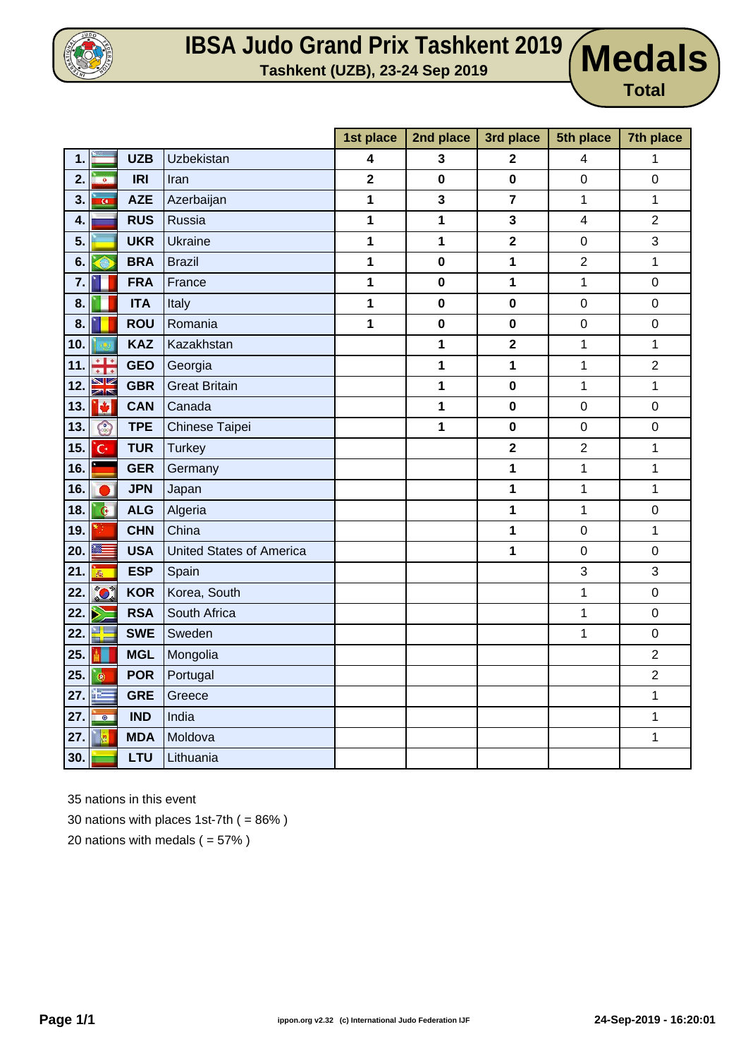# IBSA Judo Grand Prix Tashkent 2019

**Tashkent (UZB), 23-24 Sep 2019**

# Medals

**Total**

| | | | 1st place | 2nd place | 3rd place | 5th place | 7th place |
|---|---|---|---|---|---|---|---|
| 1. | UZB | Uzbekistan | 4 | 3 | 2 | 4 | 1 |
| 2. | IRI | Iran | 2 | 0 | 0 | 0 | 0 |
| 3. | AZE | Azerbaijan | 1 | 3 | 7 | 1 | 1 |
| 4. | RUS | Russia | 1 | 1 | 3 | 4 | 2 |
| 5. | UKR | Ukraine | 1 | 1 | 2 | 0 | 3 |
| 6. | BRA | Brazil | 1 | 0 | 1 | 2 | 1 |
| 7. | FRA | France | 1 | 0 | 1 | 1 | 0 |
| 8. | ITA | Italy | 1 | 0 | 0 | 0 | 0 |
| 8. | ROU | Romania | 1 | 0 | 0 | 0 | 0 |
| 10. | KAZ | Kazakhstan | | 1 | 2 | 1 | 1 |
| 11. | GEO | Georgia | | 1 | 1 | 1 | 2 |
| 12. | GBR | Great Britain | | 1 | 0 | 1 | 1 |
| 13. | CAN | Canada | | 1 | 0 | 0 | 0 |
| 13. | TPE | Chinese Taipei | | 1 | 0 | 0 | 0 |
| 15. | TUR | Turkey | | | 2 | 2 | 1 |
| 16. | GER | Germany | | | 1 | 1 | 1 |
| 16. | JPN | Japan | | | 1 | 1 | 1 |
| 18. | ALG | Algeria | | | 1 | 1 | 0 |
| 19. | CHN | China | | | 1 | 0 | 1 |
| 20. | USA | United States of America | | | 1 | 0 | 0 |
| 21. | ESP | Spain | | | | 3 | 3 |
| 22. | KOR | Korea, South | | | | 1 | 0 |
| 22. | RSA | South Africa | | | | 1 | 0 |
| 22. | SWE | Sweden | | | | 1 | 0 |
| 25. | MGL | Mongolia | | | | | 2 |
| 25. | POR | Portugal | | | | | 2 |
| 27. | GRE | Greece | | | | | 1 |
| 27. | IND | India | | | | | 1 |
| 27. | MDA | Moldova | | | | | 1 |
| 30. | LTU | Lithuania | | | | | |

35 nations in this event

30 nations with places 1st-7th ( = 86% )

20 nations with medals ( = 57% )

ippon.org v2.32 (c) International Judo Federation IJF

24-Sep-2019 - 16:20:01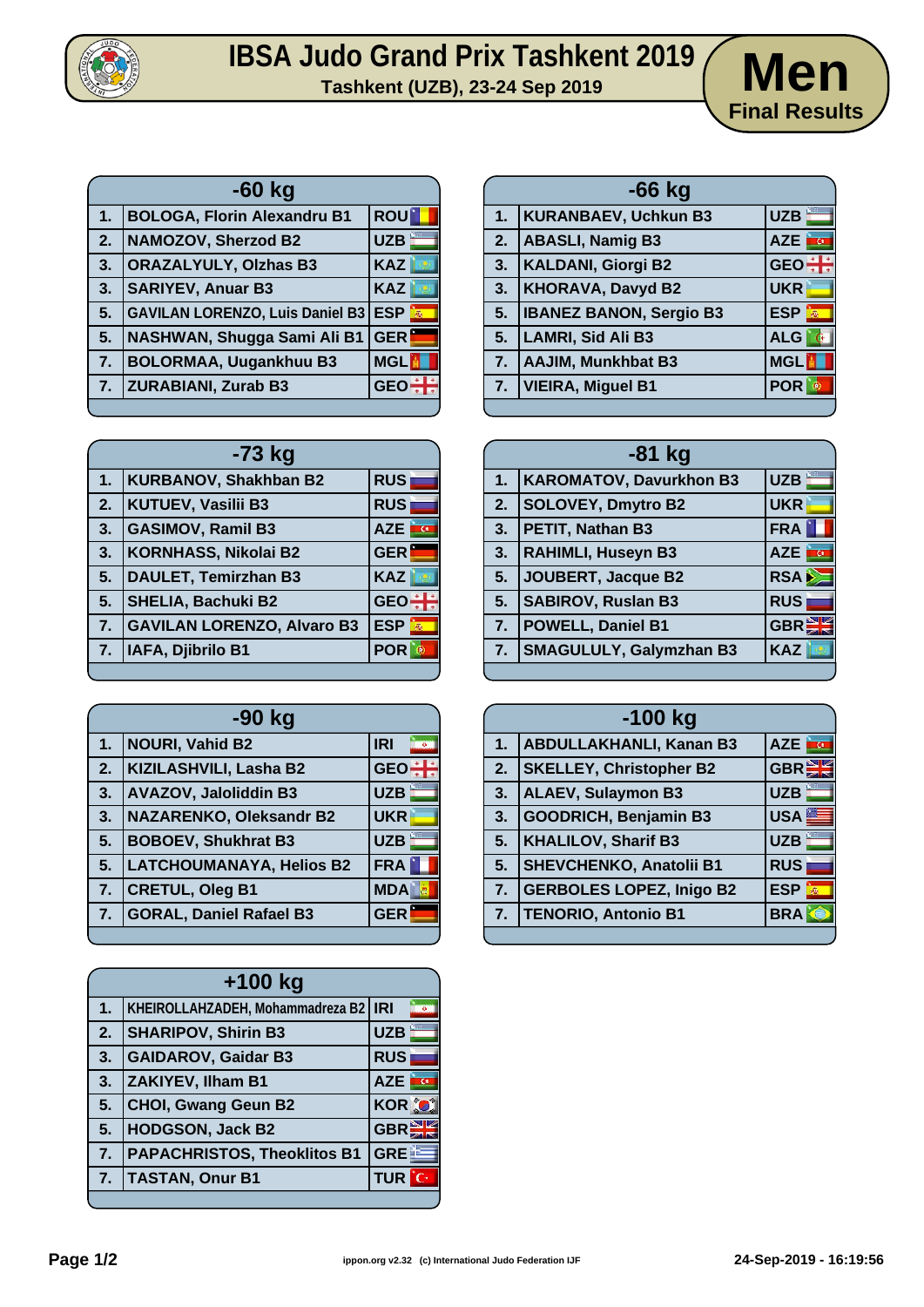# IBSA Judo Grand Prix Tashkent 2019

Tashkent (UZB), 23-24 Sep 2019

## Men Final Results

| -60 kg | | |
|---|---|---|
| 1. | BOLOGA, Florin Alexandru B1 | ROU |
| 2. | NAMOZOV, Sherzod B2 | UZB |
| 3. | ORAZALYULY, Olzhas B3 | KAZ |
| 3. | SARIYEV, Anuar B3 | KAZ |
| 5. | GAVILAN LORENZO, Luis Daniel B3 | ESP |
| 5. | NASHWAN, Shugga Sami Ali B1 | GER |
| 7. | BOLORMAA, Uugankhuu B3 | MGL |
| 7. | ZURABIANI, Zurab B3 | GEO |

| -66 kg | | |
|---|---|---|
| 1. | KURANBAEV, Uchkun B3 | UZB |
| 2. | ABASLI, Namig B3 | AZE |
| 3. | KALDANI, Giorgi B2 | GEO |
| 3. | KHORAVA, Davyd B2 | UKR |
| 5. | IBANEZ BANON, Sergio B3 | ESP |
| 5. | LAMRI, Sid Ali B3 | ALG |
| 7. | AAJIM, Munkhbat B3 | MGL |
| 7. | VIEIRA, Miguel B1 | POR |

| -73 kg | | |
|---|---|---|
| 1. | KURBANOV, Shakhban B2 | RUS |
| 2. | KUTUEV, Vasilii B3 | RUS |
| 3. | GASIMOV, Ramil B3 | AZE |
| 3. | KORNHASS, Nikolai B2 | GER |
| 5. | DAULET, Temirzhan B3 | KAZ |
| 5. | SHELIA, Bachuki B2 | GEO |
| 7. | GAVILAN LORENZO, Alvaro B3 | ESP |
| 7. | IAFA, Djibrilo B1 | POR |

| -81 kg | | |
|---|---|---|
| 1. | KAROMATOV, Davurkhon B3 | UZB |
| 2. | SOLOVEY, Dmytro B2 | UKR |
| 3. | PETIT, Nathan B3 | FRA |
| 3. | RAHIMLI, Huseyn B3 | AZE |
| 5. | JOUBERT, Jacque B2 | RSA |
| 5. | SABIROV, Ruslan B3 | RUS |
| 7. | POWELL, Daniel B1 | GBR |
| 7. | SMAGULULY, Galymzhan B3 | KAZ |

| -90 kg | | |
|---|---|---|
| 1. | NOURI, Vahid B2 | IRI |
| 2. | KIZILASHVILI, Lasha B2 | GEO |
| 3. | AVAZOV, Jaloliddin B3 | UZB |
| 3. | NAZARENKO, Oleksandr B2 | UKR |
| 5. | BOBOEV, Shukhrat B3 | UZB |
| 5. | LATCHOUMANAYA, Helios B2 | FRA |
| 7. | CRETUL, Oleg B1 | MDA |
| 7. | GORAL, Daniel Rafael B3 | GER |

| -100 kg | | |
|---|---|---|
| 1. | ABDULLAKHANLI, Kanan B3 | AZE |
| 2. | SKELLEY, Christopher B2 | GBR |
| 3. | ALAEV, Sulaymon B3 | UZB |
| 3. | GOODRICH, Benjamin B3 | USA |
| 5. | KHALILOV, Sharif B3 | UZB |
| 5. | SHEVCHENKO, Anatolii B1 | RUS |
| 7. | GERBOLES LOPEZ, Inigo B2 | ESP |
| 7. | TENORIO, Antonio B1 | BRA |

| +100 kg | | |
|---|---|---|
| 1. | KHEIROLLAHZADEH, Mohammadreza B2 | IRI |
| 2. | SHARIPOV, Shirin B3 | UZB |
| 3. | GAIDAROV, Gaidar B3 | RUS |
| 3. | ZAKIYEV, Ilham B1 | AZE |
| 5. | CHOI, Gwang Geun B2 | KOR |
| 5. | HODGSON, Jack B2 | GBR |
| 7. | PAPACHRISTOS, Theoklitos B1 | GRE |
| 7. | TASTAN, Onur B1 | TUR |

ippon.org v2.32 (c) International Judo Federation IJF

24-Sep-2019 - 16:19:56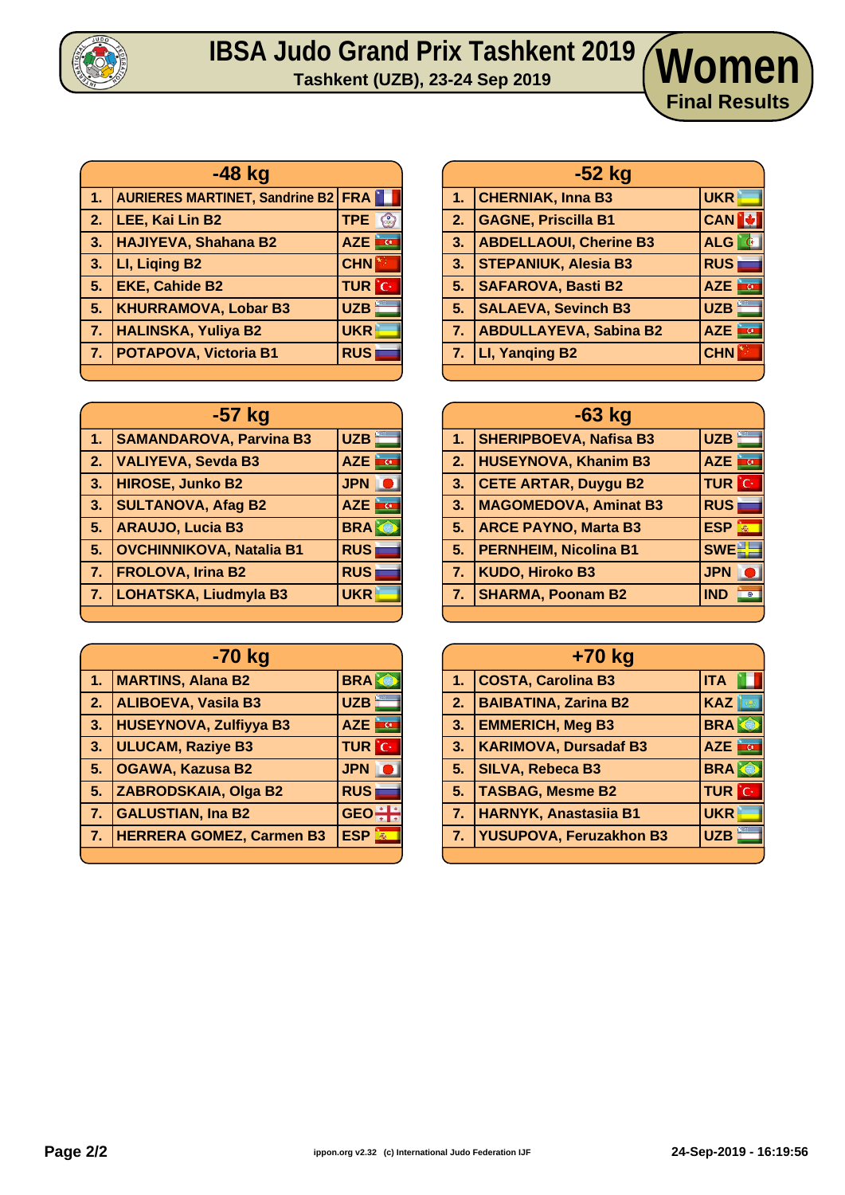# IBSA Judo Grand Prix Tashkent 2019

**Tashkent (UZB), 23-24 Sep 2019**

## Women

**Final Results**

| -48 kg | | |
|---|---|---|
| 1. | AURIERES MARTINET, Sandrine B2 | FRA |
| 2. | LEE, Kai Lin B2 | TPE |
| 3. | HAJIYEVA, Shahana B2 | AZE |
| 3. | LI, Liqing B2 | CHN |
| 5. | EKE, Cahide B2 | TUR |
| 5. | KHURRAMOVA, Lobar B3 | UZB |
| 7. | HALINSKA, Yuliya B2 | UKR |
| 7. | POTAPOVA, Victoria B1 | RUS |

| -52 kg | | |
|---|---|---|
| 1. | CHERNIAK, Inna B3 | UKR |
| 2. | GAGNE, Priscilla B1 | CAN |
| 3. | ABDELLAOUI, Cherine B3 | ALG |
| 3. | STEPANIUK, Alesia B3 | RUS |
| 5. | SAFAROVA, Basti B2 | AZE |
| 5. | SALAEVA, Sevinch B3 | UZB |
| 7. | ABDULLAYEVA, Sabina B2 | AZE |
| 7. | LI, Yanqing B2 | CHN |

| -57 kg | | |
|---|---|---|
| 1. | SAMANDAROVA, Parvina B3 | UZB |
| 2. | VALIYEVA, Sevda B3 | AZE |
| 3. | HIROSE, Junko B2 | JPN |
| 3. | SULTANOVA, Afag B2 | AZE |
| 5. | ARAUJO, Lucia B3 | BRA |
| 5. | OVCHINNIKOVA, Natalia B1 | RUS |
| 7. | FROLOVA, Irina B2 | RUS |
| 7. | LOHATSKA, Liudmyla B3 | UKR |

| -63 kg | | |
|---|---|---|
| 1. | SHERIPBOEVA, Nafisa B3 | UZB |
| 2. | HUSEYNOVA, Khanim B3 | AZE |
| 3. | CETE ARTAR, Duygu B2 | TUR |
| 3. | MAGOMEDOVA, Aminat B3 | RUS |
| 5. | ARCE PAYNO, Marta B3 | ESP |
| 5. | PERNHEIM, Nicolina B1 | SWE |
| 7. | KUDO, Hiroko B3 | JPN |
| 7. | SHARMA, Poonam B2 | IND |

| -70 kg | | |
|---|---|---|
| 1. | MARTINS, Alana B2 | BRA |
| 2. | ALIBOEVA, Vasila B3 | UZB |
| 3. | HUSEYNOVA, Zulfiyya B3 | AZE |
| 3. | ULUCAM, Raziye B3 | TUR |
| 5. | OGAWA, Kazusa B2 | JPN |
| 5. | ZABRODSKAIA, Olga B2 | RUS |
| 7. | GALUSTIAN, Ina B2 | GEO |
| 7. | HERRERA GOMEZ, Carmen B3 | ESP |

| +70 kg | | |
|---|---|---|
| 1. | COSTA, Carolina B3 | ITA |
| 2. | BAIBATINA, Zarina B2 | KAZ |
| 3. | EMMERICH, Meg B3 | BRA |
| 3. | KARIMOVA, Dursadaf B3 | AZE |
| 5. | SILVA, Rebeca B3 | BRA |
| 5. | TASBAG, Mesme B2 | TUR |
| 7. | HARNYK, Anastasiia B1 | UKR |
| 7. | YUSUPOVA, Feruzakhon B3 | UZB |

ippon.org v2.32 (c) International Judo Federation IJF — 24-Sep-2019 - 16:19:56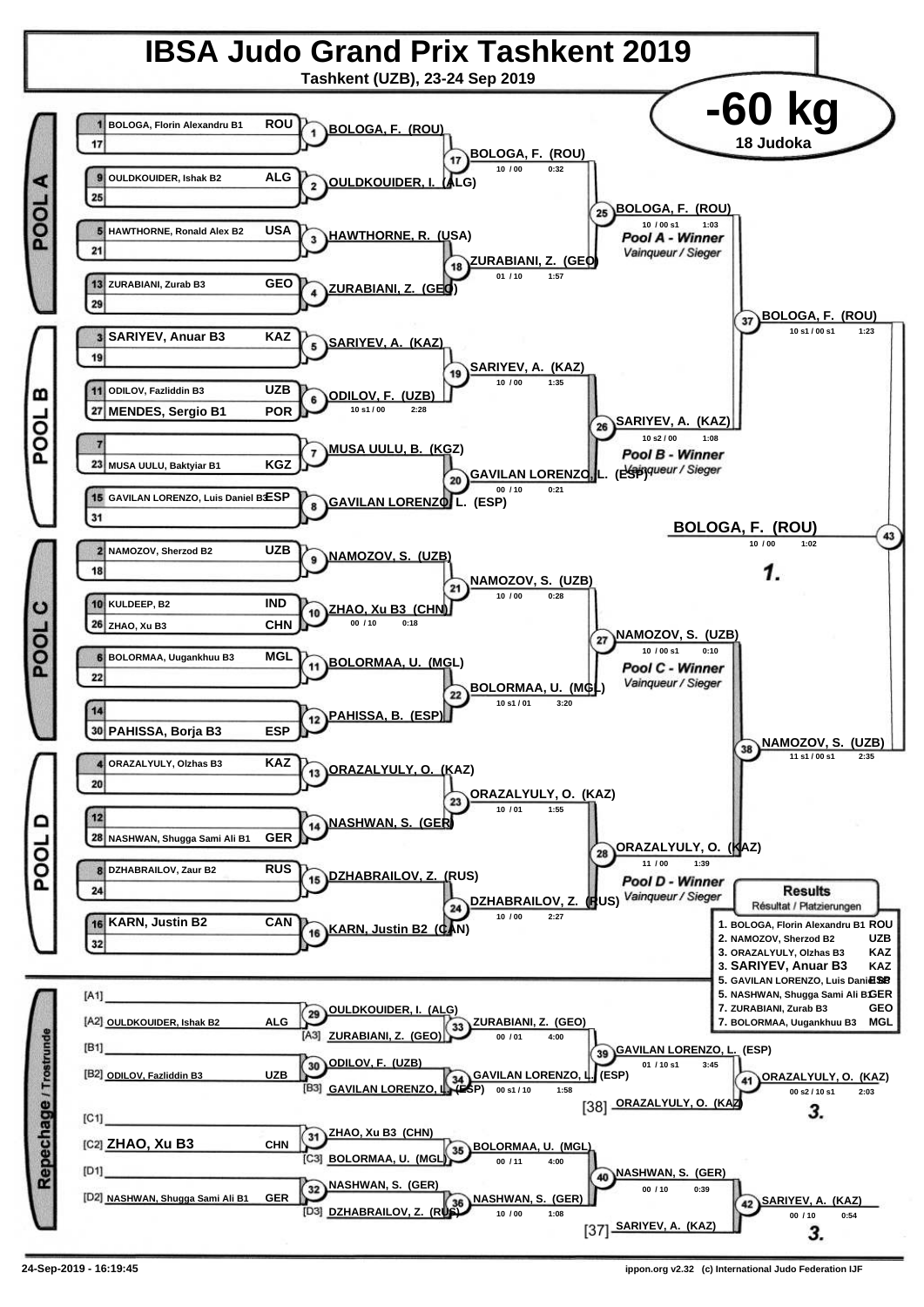# IBSA Judo Grand Prix Tashkent 2019

**Tashkent (UZB), 23-24 Sep 2019**

## -60 kg

**18 Judoka**

### POOL A

| Seed | Name | Country |
|---|---|---|
| 1 | BOLOGA, Florin Alexandru B1 | ROU |
| 17 | | |
| 9 | OULDKOUIDER, Ishak B2 | ALG |
| 25 | | |
| 5 | HAWTHORNE, Ronald Alex B2 | USA |
| 21 | | |
| 13 | ZURABIANI, Zurab B3 | GEO |
| 29 | | |

- Contest 1: BOLOGA, F. (ROU)
- Contest 2: OULDKOUIDER, I. (ALG)
- Contest 3: HAWTHORNE, R. (USA)
- Contest 4: ZURABIANI, Z. (GEO)
- Contest 17: BOLOGA, F. (ROU) — 10 / 00 — 0:32
- Contest 18: ZURABIANI, Z. (GEO) — 01 / 10 — 1:57
- Contest 25: BOLOGA, F. (ROU) — 10 / 00 s1 — 1:03 — *Pool A - Winner* / *Vainqueur / Sieger*

### POOL B

| Seed | Name | Country |
|---|---|---|
| 3 | SARIYEV, Anuar B3 | KAZ |
| 19 | | |
| 11 | ODILOV, Fazliddin B3 | UZB |
| 27 | MENDES, Sergio B1 | POR |
| 7 | | |
| 23 | MUSA UULU, Baktyiar B1 | KGZ |
| 15 | GAVILAN LORENZO, Luis Daniel B3 | ESP |
| 31 | | |

- Contest 5: SARIYEV, A. (KAZ)
- Contest 6: ODILOV, F. (UZB) — 10 s1 / 00 — 2:28
- Contest 7: MUSA UULU, B. (KGZ)
- Contest 8: GAVILAN LORENZO, L. (ESP)
- Contest 19: SARIYEV, A. (KAZ) — 10 / 00 — 1:35
- Contest 20: GAVILAN LORENZO, L. (ESP) — 00 / 10 — 0:21
- Contest 26: SARIYEV, A. (KAZ) — 10 s2 / 00 — 1:08 — *Pool B - Winner* / *Vainqueur / Sieger*

### POOL C

| Seed | Name | Country |
|---|---|---|
| 2 | NAMOZOV, Sherzod B2 | UZB |
| 18 | | |
| 10 | KULDEEP, B2 | IND |
| 26 | ZHAO, Xu B3 | CHN |
| 6 | BOLORMAA, Uugankhuu B3 | MGL |
| 22 | | |
| 14 | | |
| 30 | PAHISSA, Borja B3 | ESP |

- Contest 9: NAMOZOV, S. (UZB)
- Contest 10: ZHAO, Xu B3 (CHN) — 00 / 10 — 0:18
- Contest 11: BOLORMAA, U. (MGL)
- Contest 12: PAHISSA, B. (ESP)
- Contest 21: NAMOZOV, S. (UZB) — 10 / 00 — 0:28
- Contest 22: BOLORMAA, U. (MGL) — 10 s1 / 01 — 3:20
- Contest 27: NAMOZOV, S. (UZB) — 10 / 00 s1 — 0:10 — *Pool C - Winner* / *Vainqueur / Sieger*

### POOL D

| Seed | Name | Country |
|---|---|---|
| 4 | ORAZALYULY, Olzhas B3 | KAZ |
| 20 | | |
| 12 | | |
| 28 | NASHWAN, Shugga Sami Ali B1 | GER |
| 8 | DZHABRAILOV, Zaur B2 | RUS |
| 24 | | |
| 16 | KARN, Justin B2 | CAN |
| 32 | | |

- Contest 13: ORAZALYULY, O. (KAZ)
- Contest 14: NASHWAN, S. (GER)
- Contest 15: DZHABRAILOV, Z. (RUS)
- Contest 16: KARN, Justin B2 (CAN)
- Contest 23: ORAZALYULY, O. (KAZ) — 10 / 01 — 1:55
- Contest 24: DZHABRAILOV, Z. (RUS) — 10 / 00 — 2:27
- Contest 28: ORAZALYULY, O. (KAZ) — 11 / 00 — 1:39 — *Pool D - Winner* / *Vainqueur / Sieger*

### Semi-finals and Final

- Contest 37: BOLOGA, F. (ROU) — 10 s1 / 00 s1 — 1:23
- Contest 38: NAMOZOV, S. (UZB) — 11 s1 / 00 s1 — 2:35
- Contest 43: **BOLOGA, F. (ROU)** — 10 / 00 — 1:02 — **1.**

### Repechage / Trostrunde

- [A1]
- [A2] OULDKOUIDER, Ishak B2 — ALG
- [B1]
- [B2] ODILOV, Fazliddin B3 — UZB
- [C1]
- [C2] ZHAO, Xu B3 — CHN
- [D1]
- [D2] NASHWAN, Shugga Sami Ali B1 — GER

- Contest 29: OULDKOUIDER, I. (ALG)
- Contest 30: ODILOV, F. (UZB)
- Contest 31: ZHAO, Xu B3 (CHN)
- Contest 32: NASHWAN, S. (GER)
- Contest 33: [A3] ZURABIANI, Z. (GEO) → ZURABIANI, Z. (GEO) — 00 / 01 — 4:00
- Contest 34: [B3] GAVILAN LORENZO, L. (ESP) → GAVILAN LORENZO, L. (ESP) — 00 s1 / 10 — 1:58
- Contest 35: [C3] BOLORMAA, U. (MGL) → BOLORMAA, U. (MGL) — 00 / 11 — 4:00
- Contest 36: [D3] DZHABRAILOV, Z. (RUS) → NASHWAN, S. (GER) — 10 / 00 — 1:08
- Contest 39: GAVILAN LORENZO, L. (ESP) — 01 / 10 s1 — 3:45
- Contest 40: NASHWAN, S. (GER) — 00 / 10 — 0:39
- Contest 41: [38] ORAZALYULY, O. (KAZ) → ORAZALYULY, O. (KAZ) — 00 s2 / 10 s1 — 2:03 — **3.**
- Contest 42: [37] SARIYEV, A. (KAZ) → SARIYEV, A. (KAZ) — 00 / 10 — 0:54 — **3.**

### Results

Résultat / Platzierungen

| Rank | Name | Country |
|---|---|---|
| 1. | BOLOGA, Florin Alexandru B1 | ROU |
| 2. | NAMOZOV, Sherzod B2 | UZB |
| 3. | ORAZALYULY, Olzhas B3 | KAZ |
| 3. | SARIYEV, Anuar B3 | KAZ |
| 5. | GAVILAN LORENZO, Luis Daniel B3 | ESP |
| 5. | NASHWAN, Shugga Sami Ali B1 | GER |
| 7. | ZURABIANI, Zurab B3 | GEO |
| 7. | BOLORMAA, Uugankhuu B3 | MGL |

24-Sep-2019 - 16:19:45

ippon.org v2.32 (c) International Judo Federation IJF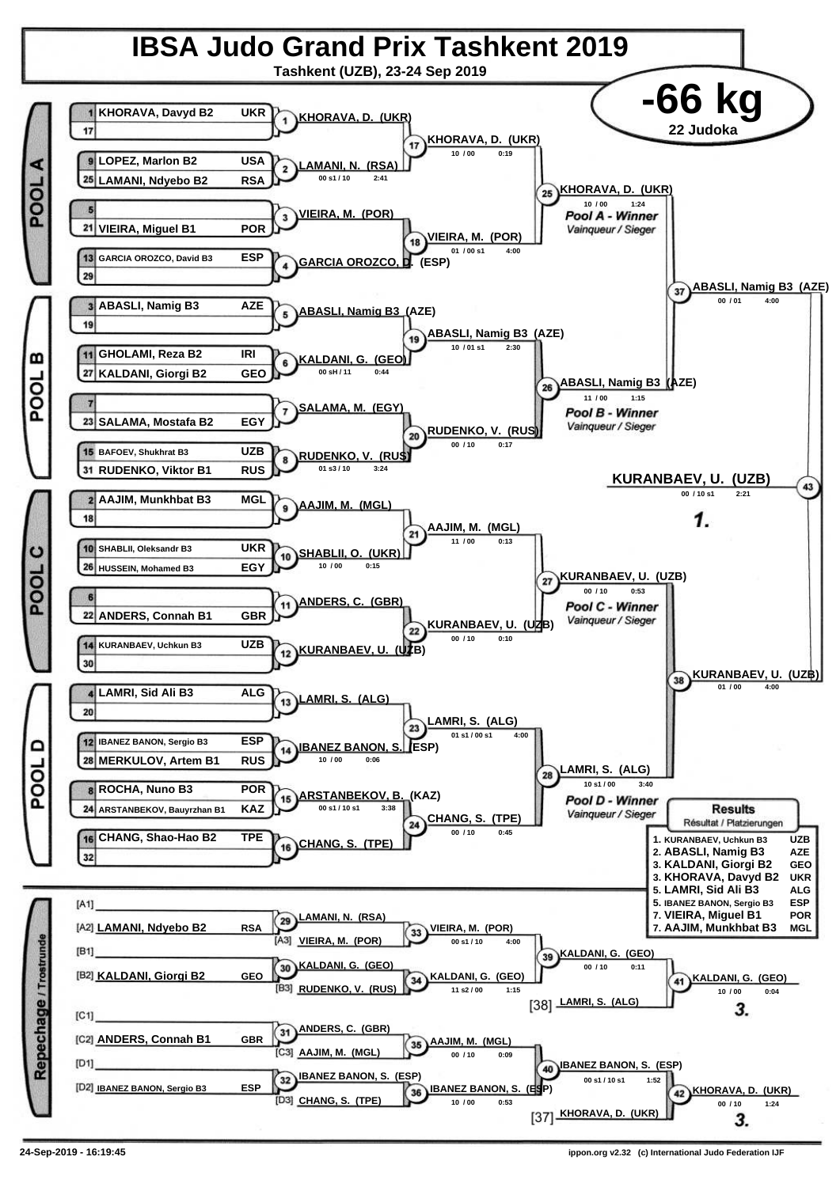# IBSA Judo Grand Prix Tashkent 2019

**Tashkent (UZB), 23-24 Sep 2019**

## -66 kg

**22 Judoka**

### POOL A

| Seed | Name | Country |
|---|---|---|
| 1 | KHORAVA, Davyd B2 | UKR |
| 17 | | |
| 9 | LOPEZ, Marlon B2 | USA |
| 25 | LAMANI, Ndyebo B2 | RSA |
| 5 | | |
| 21 | VIEIRA, Miguel B1 | POR |
| 13 | GARCIA OROZCO, David B3 | ESP |
| 29 | | |

- Contest 1: KHORAVA, D. (UKR)
- Contest 2: LAMANI, N. (RSA) — 00 s1 / 10 — 2:41
- Contest 3: VIEIRA, M. (POR)
- Contest 4: GARCIA OROZCO, D. (ESP)
- Contest 17: KHORAVA, D. (UKR) — 10 / 00 — 0:19
- Contest 18: VIEIRA, M. (POR) — 01 / 00 s1 — 4:00
- Contest 25: KHORAVA, D. (UKR) — 10 / 00 — 1:24 — *Pool A - Winner / Vainqueur / Sieger*

### POOL B

| Seed | Name | Country |
|---|---|---|
| 3 | ABASLI, Namig B3 | AZE |
| 19 | | |
| 11 | GHOLAMI, Reza B2 | IRI |
| 27 | KALDANI, Giorgi B2 | GEO |
| 7 | | |
| 23 | SALAMA, Mostafa B2 | EGY |
| 15 | BAFOEV, Shukhrat B3 | UZB |
| 31 | RUDENKO, Viktor B1 | RUS |

- Contest 5: ABASLI, Namig B3 (AZE)
- Contest 6: KALDANI, G. (GEO) — 00 sH / 11 — 0:44
- Contest 7: SALAMA, M. (EGY)
- Contest 8: RUDENKO, V. (RUS) — 01 s3 / 10 — 3:24
- Contest 19: ABASLI, Namig B3 (AZE) — 10 / 01 s1 — 2:30
- Contest 20: RUDENKO, V. (RUS) — 00 / 10 — 0:17
- Contest 26: ABASLI, Namig B3 (AZE) — 11 / 00 — 1:15 — *Pool B - Winner / Vainqueur / Sieger*

### POOL C

| Seed | Name | Country |
|---|---|---|
| 2 | AAJIM, Munkhbat B3 | MGL |
| 18 | | |
| 10 | SHABLII, Oleksandr B3 | UKR |
| 26 | HUSSEIN, Mohamed B3 | EGY |
| 6 | | |
| 22 | ANDERS, Connah B1 | GBR |
| 14 | KURANBAEV, Uchkun B3 | UZB |
| 30 | | |

- Contest 9: AAJIM, M. (MGL)
- Contest 10: SHABLII, O. (UKR) — 10 / 00 — 0:15
- Contest 11: ANDERS, C. (GBR)
- Contest 12: KURANBAEV, U. (UZB)
- Contest 21: AAJIM, M. (MGL) — 11 / 00 — 0:13
- Contest 22: KURANBAEV, U. (UZB) — 00 / 10 — 0:10
- Contest 27: KURANBAEV, U. (UZB) — 00 / 10 — 0:53 — *Pool C - Winner / Vainqueur / Sieger*

### POOL D

| Seed | Name | Country |
|---|---|---|
| 4 | LAMRI, Sid Ali B3 | ALG |
| 20 | | |
| 12 | IBANEZ BANON, Sergio B3 | ESP |
| 28 | MERKULOV, Artem B1 | RUS |
| 8 | ROCHA, Nuno B3 | POR |
| 24 | ARSTANBEKOV, Bauyrzhan B1 | KAZ |
| 16 | CHANG, Shao-Hao B2 | TPE |
| 32 | | |

- Contest 13: LAMRI, S. (ALG)
- Contest 14: IBANEZ BANON, S. (ESP) — 10 / 00 — 0:06
- Contest 15: ARSTANBEKOV, B. (KAZ) — 00 s1 / 10 s1 — 3:38
- Contest 16: CHANG, S. (TPE)
- Contest 23: LAMRI, S. (ALG) — 01 s1 / 00 s1 — 4:00
- Contest 24: CHANG, S. (TPE) — 00 / 10 — 0:45
- Contest 28: LAMRI, S. (ALG) — 10 s1 / 00 — 3:40 — *Pool D - Winner / Vainqueur / Sieger*

### Semi-finals and Final

- Contest 37: ABASLI, Namig B3 (AZE) — 00 / 01 — 4:00
- Contest 38: KURANBAEV, U. (UZB) — 01 / 00 — 4:00
- Contest 43: KURANBAEV, U. (UZB) — 00 / 10 s1 — 2:21 — **1.**

### Repechage / Trostrunde

- [A1]
- [A2] LAMANI, Ndyebo B2 — RSA
- [B1]
- [B2] KALDANI, Giorgi B2 — GEO
- [C1]
- [C2] ANDERS, Connah B1 — GBR
- [D1]
- [D2] IBANEZ BANON, Sergio B3 — ESP

- Contest 29: LAMANI, N. (RSA)
- Contest 33: VIEIRA, M. (POR) — 00 s1 / 10 — 4:00 (vs [A3] VIEIRA, M. (POR))
- Contest 30: KALDANI, G. (GEO)
- Contest 34: KALDANI, G. (GEO) — 11 s2 / 00 — 1:15 (vs [B3] RUDENKO, V. (RUS))
- Contest 39: KALDANI, G. (GEO) — 00 / 10 — 0:11
- Contest 41: KALDANI, G. (GEO) — 10 / 00 — 0:04 (vs [38] LAMRI, S. (ALG)) — **3.**
- Contest 31: ANDERS, C. (GBR)
- Contest 35: AAJIM, M. (MGL) — 00 / 10 — 0:09 (vs [C3] AAJIM, M. (MGL))
- Contest 32: IBANEZ BANON, S. (ESP)
- Contest 36: IBANEZ BANON, S. (ESP) — 10 / 00 — 0:53 (vs [D3] CHANG, S. (TPE))
- Contest 40: IBANEZ BANON, S. (ESP) — 00 s1 / 10 s1 — 1:52
- Contest 42: KHORAVA, D. (UKR) — 00 / 10 — 1:24 (vs [37] KHORAVA, D. (UKR)) — **3.**

### Results / Résultat / Platzierungen

| Place | Name | Country |
|---|---|---|
| 1. | KURANBAEV, Uchkun B3 | UZB |
| 2. | ABASLI, Namig B3 | AZE |
| 3. | KALDANI, Giorgi B2 | GEO |
| 3. | KHORAVA, Davyd B2 | UKR |
| 5. | LAMRI, Sid Ali B3 | ALG |
| 5. | IBANEZ BANON, Sergio B3 | ESP |
| 7. | VIEIRA, Miguel B1 | POR |
| 7. | AAJIM, Munkhbat B3 | MGL |

24-Sep-2019 - 16:19:45 — ippon.org v2.32 (c) International Judo Federation IJF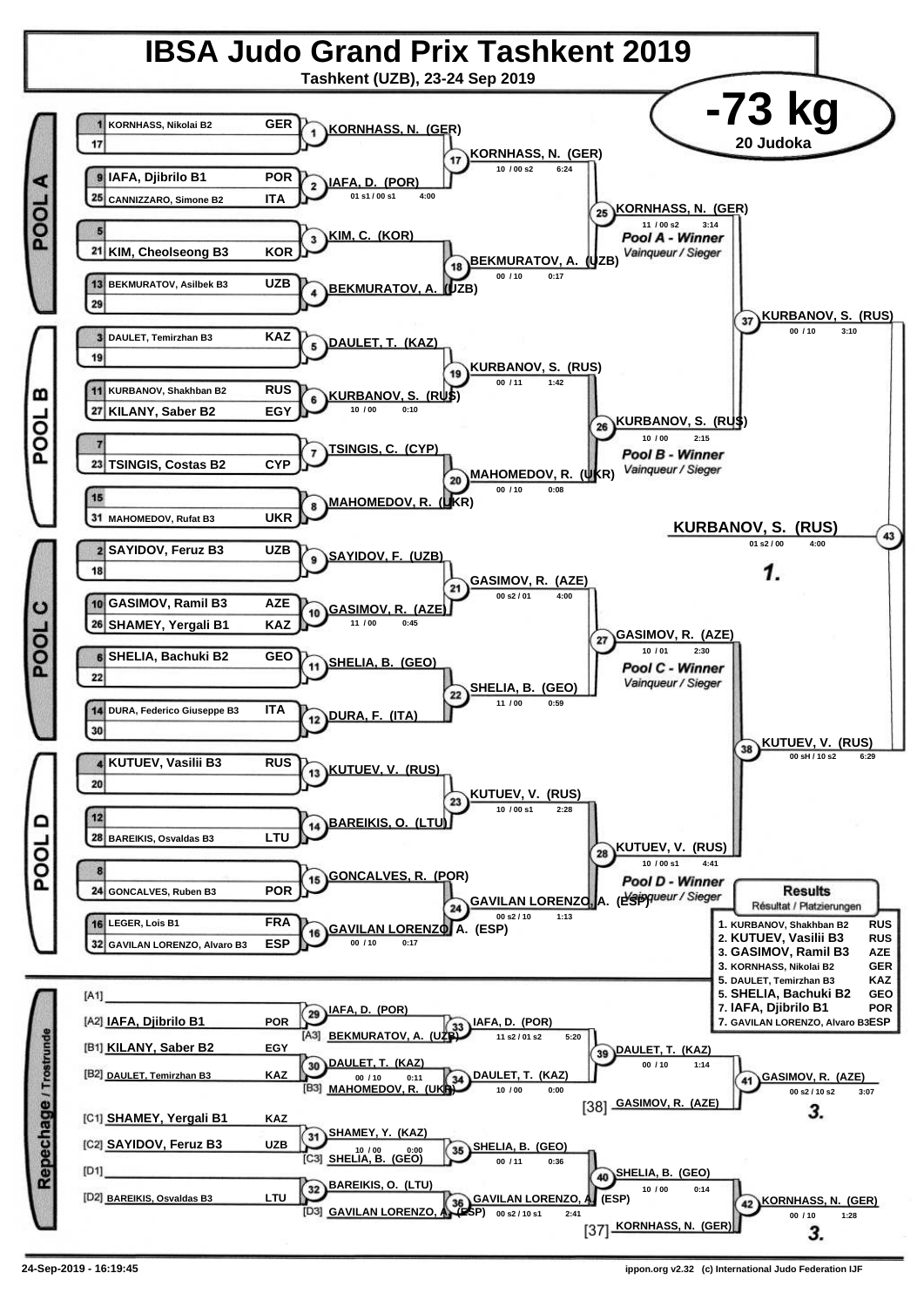# IBSA Judo Grand Prix Tashkent 2019

**Tashkent (UZB), 23-24 Sep 2019**

## -73 kg

20 Judoka

### POOL A

| No. | Name | Country |
|---|---|---|
| 1 | KORNHASS, Nikolai B2 | GER |
| 17 | | |
| 9 | IAFA, Djibrilo B1 | POR |
| 25 | CANNIZZARO, Simone B2 | ITA |
| 5 | | |
| 21 | KIM, Cheolseong B3 | KOR |
| 13 | BEKMURATOV, Asilbek B3 | UZB |
| 29 | | |

- (1) KORNHASS, N. (GER)
- (2) IAFA, D. (POR) — 01 s1 / 00 s1 — 4:00
- (3) KIM, C. (KOR)
- (4) BEKMURATOV, A. (UZB)
- (17) KORNHASS, N. (GER) — 10 / 00 s2 — 6:24
- (18) BEKMURATOV, A. (UZB) — 00 / 10 — 0:17
- (25) KORNHASS, N. (GER) — 11 / 00 s2 — 3:14 — *Pool A - Winner* / *Vainqueur / Sieger*

### POOL B

| No. | Name | Country |
|---|---|---|
| 3 | DAULET, Temirzhan B3 | KAZ |
| 19 | | |
| 11 | KURBANOV, Shakhban B2 | RUS |
| 27 | KILANY, Saber B2 | EGY |
| 7 | | |
| 23 | TSINGIS, Costas B2 | CYP |
| 15 | | |
| 31 | MAHOMEDOV, Rufat B3 | UKR |

- (5) DAULET, T. (KAZ)
- (6) KURBANOV, S. (RUS) — 10 / 00 — 0:10
- (7) TSINGIS, C. (CYP)
- (8) MAHOMEDOV, R. (UKR)
- (19) KURBANOV, S. (RUS) — 00 / 11 — 1:42
- (20) MAHOMEDOV, R. (UKR) — 00 / 10 — 0:08
- (26) KURBANOV, S. (RUS) — 10 / 00 — 2:15 — *Pool B - Winner* / *Vainqueur / Sieger*
- (37) KURBANOV, S. (RUS) — 00 / 10 — 3:10

### POOL C

| No. | Name | Country |
|---|---|---|
| 2 | SAYIDOV, Feruz B3 | UZB |
| 18 | | |
| 10 | GASIMOV, Ramil B3 | AZE |
| 26 | SHAMEY, Yergali B1 | KAZ |
| 6 | SHELIA, Bachuki B2 | GEO |
| 22 | | |
| 14 | DURA, Federico Giuseppe B3 | ITA |
| 30 | | |

- (9) SAYIDOV, F. (UZB)
- (10) GASIMOV, R. (AZE) — 11 / 00 — 0:45
- (11) SHELIA, B. (GEO)
- (12) DURA, F. (ITA)
- (21) GASIMOV, R. (AZE) — 00 s2 / 01 — 4:00
- (22) SHELIA, B. (GEO) — 11 / 00 — 0:59
- (27) GASIMOV, R. (AZE) — 10 / 01 — 2:30 — *Pool C - Winner* / *Vainqueur / Sieger*

### POOL D

| No. | Name | Country |
|---|---|---|
| 4 | KUTUEV, Vasilii B3 | RUS |
| 20 | | |
| 12 | | |
| 28 | BAREIKIS, Osvaldas B3 | LTU |
| 8 | | |
| 24 | GONCALVES, Ruben B3 | POR |
| 16 | LEGER, Lois B1 | FRA |
| 32 | GAVILAN LORENZO, Alvaro B3 | ESP |

- (13) KUTUEV, V. (RUS)
- (14) BAREIKIS, O. (LTU)
- (15) GONCALVES, R. (POR)
- (16) GAVILAN LORENZO, A. (ESP) — 00 / 10 — 0:17
- (23) KUTUEV, V. (RUS) — 10 / 00 s1 — 2:28
- (24) GAVILAN LORENZO, A. (ESP) — 00 s2 / 10 — 1:13
- (28) KUTUEV, V. (RUS) — 10 / 00 s1 — 4:41 — *Pool D - Winner* / *Vainqueur / Sieger*
- (38) KUTUEV, V. (RUS) — 00 sH / 10 s2 — 6:29

### Final

- (43) KURBANOV, S. (RUS) — 01 s2 / 00 — 4:00 — **1.**

### Repechage / Trostrunde

- [A1]
- [A2] IAFA, Djibrilo B1 — POR
- [B1] KILANY, Saber B2 — EGY
- [B2] DAULET, Temirzhan B3 — KAZ
- [C1] SHAMEY, Yergali B1 — KAZ
- [C2] SAYIDOV, Feruz B3 — UZB
- [D1]
- [D2] BAREIKIS, Osvaldas B3 — LTU

- (29) IAFA, D. (POR)
- [A3] BEKMURATOV, A. (UZB)
- (33) IAFA, D. (POR) — 11 s2 / 01 s2 — 5:20
- (30) DAULET, T. (KAZ) — 00 / 10 — 0:11
- [B3] MAHOMEDOV, R. (UKR)
- (34) DAULET, T. (KAZ) — 10 / 00 — 0:00
- (39) DAULET, T. (KAZ) — 00 / 10 — 1:14
- [38] GASIMOV, R. (AZE)
- (41) GASIMOV, R. (AZE) — 00 s2 / 10 s2 — 3:07 — **3.**
- (31) SHAMEY, Y. (KAZ) — 10 / 00 — 0:00
- [C3] SHELIA, B. (GEO)
- (35) SHELIA, B. (GEO) — 00 / 11 — 0:36
- (32) BAREIKIS, O. (LTU)
- [D3] GAVILAN LORENZO, A. (ESP)
- (36) GAVILAN LORENZO, A. (ESP) — 00 s2 / 10 s1 — 2:41
- (40) SHELIA, B. (GEO) — 10 / 00 — 0:14
- [37] KORNHASS, N. (GER)
- (42) KORNHASS, N. (GER) — 00 / 10 — 1:28 — **3.**

### Results

Résultat / Platzierungen

| Place | Name | Country |
|---|---|---|
| 1. | KURBANOV, Shakhban B2 | RUS |
| 2. | KUTUEV, Vasilii B3 | RUS |
| 3. | GASIMOV, Ramil B3 | AZE |
| 3. | KORNHASS, Nikolai B2 | GER |
| 5. | DAULET, Temirzhan B3 | KAZ |
| 5. | SHELIA, Bachuki B2 | GEO |
| 7. | IAFA, Djibrilo B1 | POR |
| 7. | GAVILAN LORENZO, Alvaro B3 | ESP |

24-Sep-2019 - 16:19:45

ippon.org v2.32 (c) International Judo Federation IJF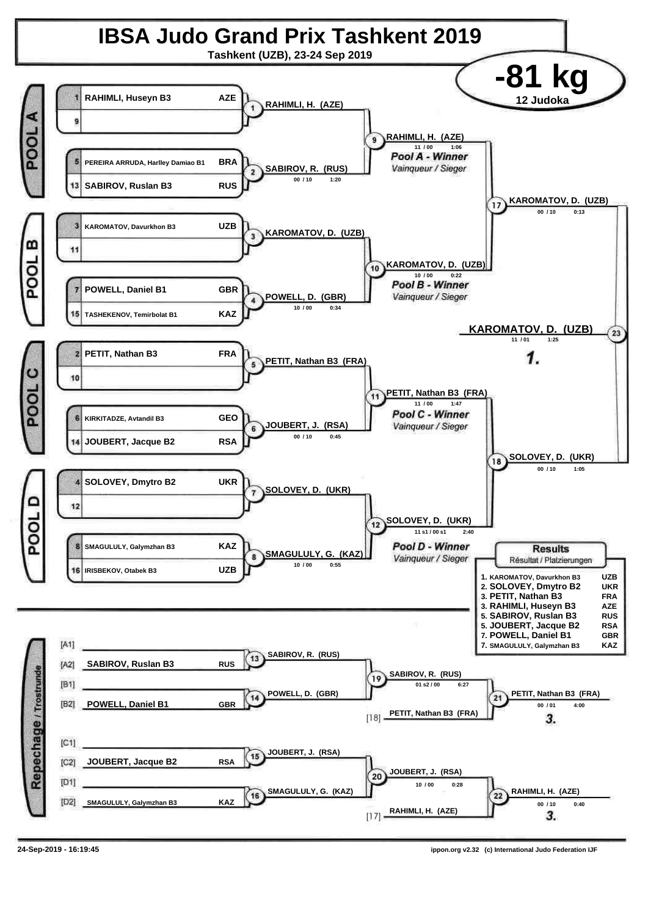# IBSA Judo Grand Prix Tashkent 2019

**Tashkent (UZB), 23-24 Sep 2019**

## -81 kg

**12 Judoka**

### POOL A

| Seed | Name | Country |
|---|---|---|
| 1 | RAHIMLI, Huseyn B3 | AZE |
| 9 | | |
| 5 | PEREIRA ARRUDA, Harlley Damiao B1 | BRA |
| 13 | SABIROV, Ruslan B3 | RUS |

- Contest 1: RAHIMLI, H. (AZE)
- Contest 2: SABIROV, R. (RUS) — 00 / 10 — 1:20
- Contest 9: RAHIMLI, H. (AZE) — 11 / 00 — 1:06 — *Pool A - Winner / Vainqueur / Sieger*

### POOL B

| Seed | Name | Country |
|---|---|---|
| 3 | KAROMATOV, Davurkhon B3 | UZB |
| 11 | | |
| 7 | POWELL, Daniel B1 | GBR |
| 15 | TASHEKENOV, Temirbolat B1 | KAZ |

- Contest 3: KAROMATOV, D. (UZB)
- Contest 4: POWELL, D. (GBR) — 10 / 00 — 0:34
- Contest 10: KAROMATOV, D. (UZB) — 10 / 00 — 0:22 — *Pool B - Winner / Vainqueur / Sieger*

### POOL C

| Seed | Name | Country |
|---|---|---|
| 2 | PETIT, Nathan B3 | FRA |
| 10 | | |
| 6 | KIRKITADZE, Avtandil B3 | GEO |
| 14 | JOUBERT, Jacque B2 | RSA |

- Contest 5: PETIT, Nathan B3 (FRA)
- Contest 6: JOUBERT, J. (RSA) — 00 / 10 — 0:45
- Contest 11: PETIT, Nathan B3 (FRA) — 11 / 00 — 1:47 — *Pool C - Winner / Vainqueur / Sieger*

### POOL D

| Seed | Name | Country |
|---|---|---|
| 4 | SOLOVEY, Dmytro B2 | UKR |
| 12 | | |
| 8 | SMAGULULY, Galymzhan B3 | KAZ |
| 16 | IRISBEKOV, Otabek B3 | UZB |

- Contest 7: SOLOVEY, D. (UKR)
- Contest 8: SMAGULULY, G. (KAZ) — 10 / 00 — 0:55
- Contest 12: SOLOVEY, D. (UKR) — 11 s1 / 00 s1 — 2:40 — *Pool D - Winner / Vainqueur / Sieger*

### Semi-finals and Final

- Contest 17: KAROMATOV, D. (UZB) — 00 / 10 — 0:13
- Contest 18: SOLOVEY, D. (UKR) — 00 / 10 — 1:05
- Contest 23 (Final): KAROMATOV, D. (UZB) — 11 / 01 — 1:25 — **1.**

### Repechage / Trostrunde

- [A1] —
- [A2] SABIROV, Ruslan B3 (RUS)
- [B1] —
- [B2] POWELL, Daniel B1 (GBR)
- Contest 13: SABIROV, R. (RUS)
- Contest 14: POWELL, D. (GBR)
- Contest 19: SABIROV, R. (RUS) — 01 s2 / 00 — 6:27
- [18] PETIT, Nathan B3 (FRA)
- Contest 21: PETIT, Nathan B3 (FRA) — 00 / 01 — 4:00 — **3.**

- [C1] —
- [C2] JOUBERT, Jacque B2 (RSA)
- [D1] —
- [D2] SMAGULULY, Galymzhan B3 (KAZ)
- Contest 15: JOUBERT, J. (RSA)
- Contest 16: SMAGULULY, G. (KAZ)
- Contest 20: JOUBERT, J. (RSA) — 10 / 00 — 0:28
- [17] RAHIMLI, H. (AZE)
- Contest 22: RAHIMLI, H. (AZE) — 00 / 10 — 0:40 — **3.**

### Results / Résultat / Platzierungen

| Place | Name | Country |
|---|---|---|
| 1. | KAROMATOV, Davurkhon B3 | UZB |
| 2. | SOLOVEY, Dmytro B2 | UKR |
| 3. | PETIT, Nathan B3 | FRA |
| 3. | RAHIMLI, Huseyn B3 | AZE |
| 5. | SABIROV, Ruslan B3 | RUS |
| 5. | JOUBERT, Jacque B2 | RSA |
| 7. | POWELL, Daniel B1 | GBR |
| 7. | SMAGULULY, Galymzhan B3 | KAZ |

24-Sep-2019 - 16:19:45 — ippon.org v2.32 (c) International Judo Federation IJF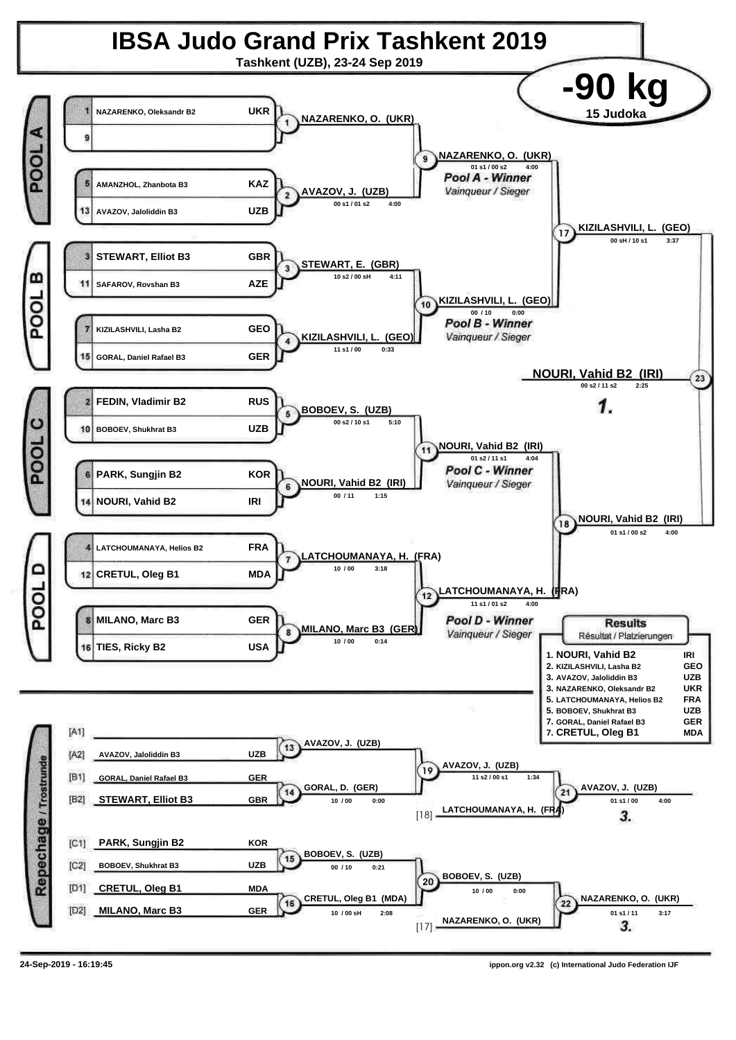# IBSA Judo Grand Prix Tashkent 2019

**Tashkent (UZB), 23-24 Sep 2019**

## -90 kg

**15 Judoka**

### POOL A

| Seed | Name | Country |
|---|---|---|
| 1 | NAZARENKO, Oleksandr B2 | UKR |
| 9 | | |
| 5 | AMANZHOL, Zhanbota B3 | KAZ |
| 13 | AVAZOV, Jaloliddin B3 | UZB |

- Contest 1: NAZARENKO, O. (UKR)
- Contest 2: AVAZOV, J. (UZB) — 00 s1 / 01 s2 — 4:00
- Contest 9: NAZARENKO, O. (UKR) — 01 s1 / 00 s2 — 4:00

*Pool A - Winner*
*Vainqueur / Sieger*

### POOL B

| Seed | Name | Country |
|---|---|---|
| 3 | STEWART, Elliot B3 | GBR |
| 11 | SAFAROV, Rovshan B3 | AZE |
| 7 | KIZILASHVILI, Lasha B2 | GEO |
| 15 | GORAL, Daniel Rafael B3 | GER |

- Contest 3: STEWART, E. (GBR) — 10 s2 / 00 sH — 4:11
- Contest 4: KIZILASHVILI, L. (GEO) — 11 s1 / 00 — 0:33
- Contest 10: KIZILASHVILI, L. (GEO) — 00 / 10 — 0:00

*Pool B - Winner*
*Vainqueur / Sieger*

- Contest 17: KIZILASHVILI, L. (GEO) — 00 sH / 10 s1 — 3:37

### POOL C

| Seed | Name | Country |
|---|---|---|
| 2 | FEDIN, Vladimir B2 | RUS |
| 10 | BOBOEV, Shukhrat B3 | UZB |
| 6 | PARK, Sungjin B2 | KOR |
| 14 | NOURI, Vahid B2 | IRI |

- Contest 5: BOBOEV, S. (UZB) — 00 s2 / 10 s1 — 5:10
- Contest 6: NOURI, Vahid B2 (IRI) — 00 / 11 — 1:15
- Contest 11: NOURI, Vahid B2 (IRI) — 01 s2 / 11 s1 — 4:04

*Pool C - Winner*
*Vainqueur / Sieger*

### POOL D

| Seed | Name | Country |
|---|---|---|
| 4 | LATCHOUMANAYA, Helios B2 | FRA |
| 12 | CRETUL, Oleg B1 | MDA |
| 8 | MILANO, Marc B3 | GER |
| 16 | TIES, Ricky B2 | USA |

- Contest 7: LATCHOUMANAYA, H. (FRA) — 10 / 00 — 3:18
- Contest 8: MILANO, Marc B3 (GER) — 10 / 00 — 0:14
- Contest 12: LATCHOUMANAYA, H. (FRA) — 11 s1 / 01 s2 — 4:00

*Pool D - Winner*
*Vainqueur / Sieger*

- Contest 18: NOURI, Vahid B2 (IRI) — 01 s1 / 00 s2 — 4:00

### Final

- Contest 23: **NOURI, Vahid B2 (IRI)** — 00 s2 / 11 s2 — 2:25 — **1.**

### Repechage / Trostrunde

| Slot | Name | Country |
|---|---|---|
| [A1] | | |
| [A2] | AVAZOV, Jaloliddin B3 | UZB |
| [B1] | GORAL, Daniel Rafael B3 | GER |
| [B2] | STEWART, Elliot B3 | GBR |
| [C1] | PARK, Sungjin B2 | KOR |
| [C2] | BOBOEV, Shukhrat B3 | UZB |
| [D1] | CRETUL, Oleg B1 | MDA |
| [D2] | MILANO, Marc B3 | GER |

- Contest 13: AVAZOV, J. (UZB)
- Contest 14: GORAL, D. (GER) — 10 / 00 — 0:00
- Contest 19: AVAZOV, J. (UZB) — 11 s2 / 00 s1 — 1:34
- [18] LATCHOUMANAYA, H. (FRA)
- Contest 21: AVAZOV, J. (UZB) — 01 s1 / 00 — 4:00 — **3.**
- Contest 15: BOBOEV, S. (UZB) — 00 / 10 — 0:21
- Contest 16: CRETUL, Oleg B1 (MDA) — 10 / 00 sH — 2:08
- Contest 20: BOBOEV, S. (UZB) — 10 / 00 — 0:00
- [17] NAZARENKO, O. (UKR)
- Contest 22: NAZARENKO, O. (UKR) — 01 s1 / 11 — 3:17 — **3.**

### Results
*Résultat / Platzierungen*

| Rank | Name | Country |
|---|---|---|
| 1. | NOURI, Vahid B2 | IRI |
| 2. | KIZILASHVILI, Lasha B2 | GEO |
| 3. | AVAZOV, Jaloliddin B3 | UZB |
| 3. | NAZARENKO, Oleksandr B2 | UKR |
| 5. | LATCHOUMANAYA, Helios B2 | FRA |
| 5. | BOBOEV, Shukhrat B3 | UZB |
| 7. | GORAL, Daniel Rafael B3 | GER |
| 7. | CRETUL, Oleg B1 | MDA |

24-Sep-2019 - 16:19:45

ippon.org v2.32 (c) International Judo Federation IJF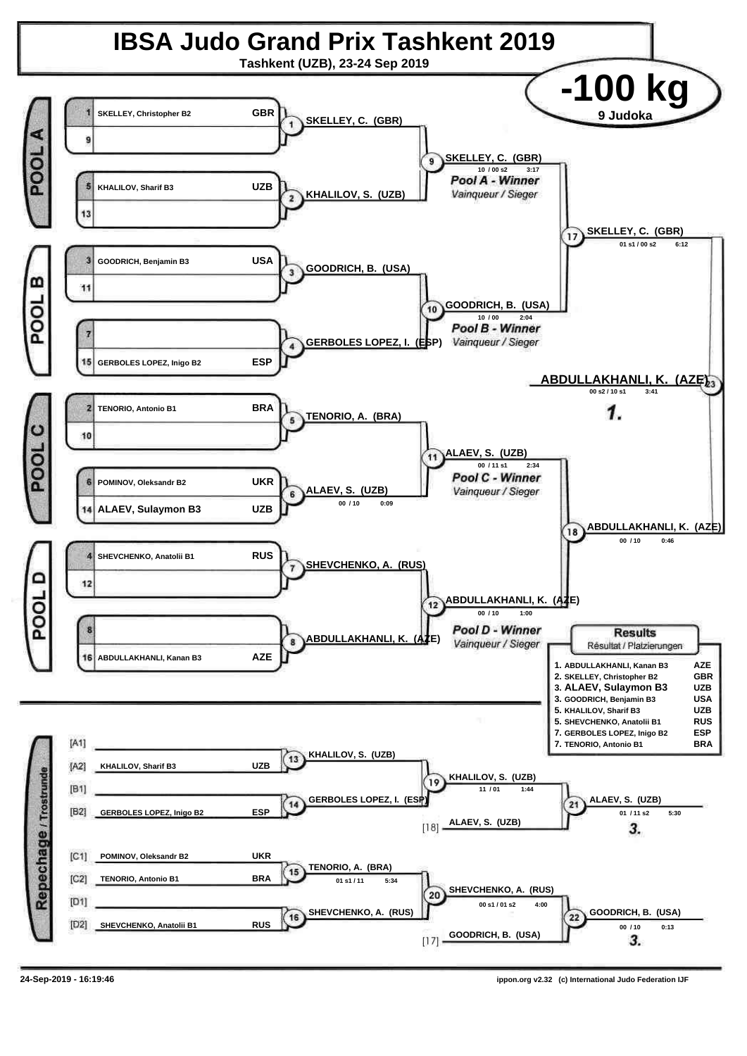# IBSA Judo Grand Prix Tashkent 2019

**Tashkent (UZB), 23-24 Sep 2019**

## -100 kg

**9 Judoka**

### POOL A

| Seed | Name | Country |
|---|---|---|
| 1 | SKELLEY, Christopher B2 | GBR |
| 9 | | |
| 5 | KHALILOV, Sharif B3 | UZB |
| 13 | | |

- (1) SKELLEY, C. (GBR)
- (2) KHALILOV, S. (UZB)
- (9) SKELLEY, C. (GBR) — 10 / 00 s2 — 3:17 — *Pool A - Winner* / *Vainqueur / Sieger*

### POOL B

| Seed | Name | Country |
|---|---|---|
| 3 | GOODRICH, Benjamin B3 | USA |
| 11 | | |
| 7 | | |
| 15 | GERBOLES LOPEZ, Inigo B2 | ESP |

- (3) GOODRICH, B. (USA)
- (4) GERBOLES LOPEZ, I. (ESP)
- (10) GOODRICH, B. (USA) — 10 / 00 — 2:04 — *Pool B - Winner* / *Vainqueur / Sieger*

### POOL C

| Seed | Name | Country |
|---|---|---|
| 2 | TENORIO, Antonio B1 | BRA |
| 10 | | |
| 6 | POMINOV, Oleksandr B2 | UKR |
| 14 | ALAEV, Sulaymon B3 | UZB |

- (5) TENORIO, A. (BRA)
- (6) ALAEV, S. (UZB) — 00 / 10 — 0:09
- (11) ALAEV, S. (UZB) — 00 / 11 s1 — 2:34 — *Pool C - Winner* / *Vainqueur / Sieger*

### POOL D

| Seed | Name | Country |
|---|---|---|
| 4 | SHEVCHENKO, Anatolii B1 | RUS |
| 12 | | |
| 8 | | |
| 16 | ABDULLAKHANLI, Kanan B3 | AZE |

- (7) SHEVCHENKO, A. (RUS)
- (8) ABDULLAKHANLI, K. (AZE)
- (12) ABDULLAKHANLI, K. (AZE) — 00 / 10 — 1:00 — *Pool D - Winner* / *Vainqueur / Sieger*

### Semi-finals

- (17) SKELLEY, C. (GBR) — 01 s1 / 00 s2 — 6:12
- (18) ABDULLAKHANLI, K. (AZE) — 00 / 10 — 0:46

### Final

- (23) **ABDULLAKHANLI, K. (AZE)** — 00 s2 / 10 s1 — 3:41 — **1.**

### Repechage / Trostrunde

| Slot | Name | Country |
|---|---|---|
| [A1] | | |
| [A2] | KHALILOV, Sharif B3 | UZB |
| [B1] | | |
| [B2] | GERBOLES LOPEZ, Inigo B2 | ESP |
| [C1] | POMINOV, Oleksandr B2 | UKR |
| [C2] | TENORIO, Antonio B1 | BRA |
| [D1] | | |
| [D2] | SHEVCHENKO, Anatolii B1 | RUS |

- (13) KHALILOV, S. (UZB)
- (14) GERBOLES LOPEZ, I. (ESP)
- (15) TENORIO, A. (BRA) — 01 s1 / 11 — 5:34
- (16) SHEVCHENKO, A. (RUS)
- (19) KHALILOV, S. (UZB) — 11 / 01 — 1:44
- (20) SHEVCHENKO, A. (RUS) — 00 s1 / 01 s2 — 4:00
- [18] ALAEV, S. (UZB)
- [17] GOODRICH, B. (USA)
- (21) ALAEV, S. (UZB) — 01 / 11 s2 — 5:30 — **3.**
- (22) GOODRICH, B. (USA) — 00 / 10 — 0:13 — **3.**

### Results
Résultat / Platzierungen

| Place | Name | Country |
|---|---|---|
| 1. | ABDULLAKHANLI, Kanan B3 | AZE |
| 2. | SKELLEY, Christopher B2 | GBR |
| 3. | ALAEV, Sulaymon B3 | UZB |
| 3. | GOODRICH, Benjamin B3 | USA |
| 5. | KHALILOV, Sharif B3 | UZB |
| 5. | SHEVCHENKO, Anatolii B1 | RUS |
| 7. | GERBOLES LOPEZ, Inigo B2 | ESP |
| 7. | TENORIO, Antonio B1 | BRA |

24-Sep-2019 - 16:19:46

ippon.org v2.32 (c) International Judo Federation IJF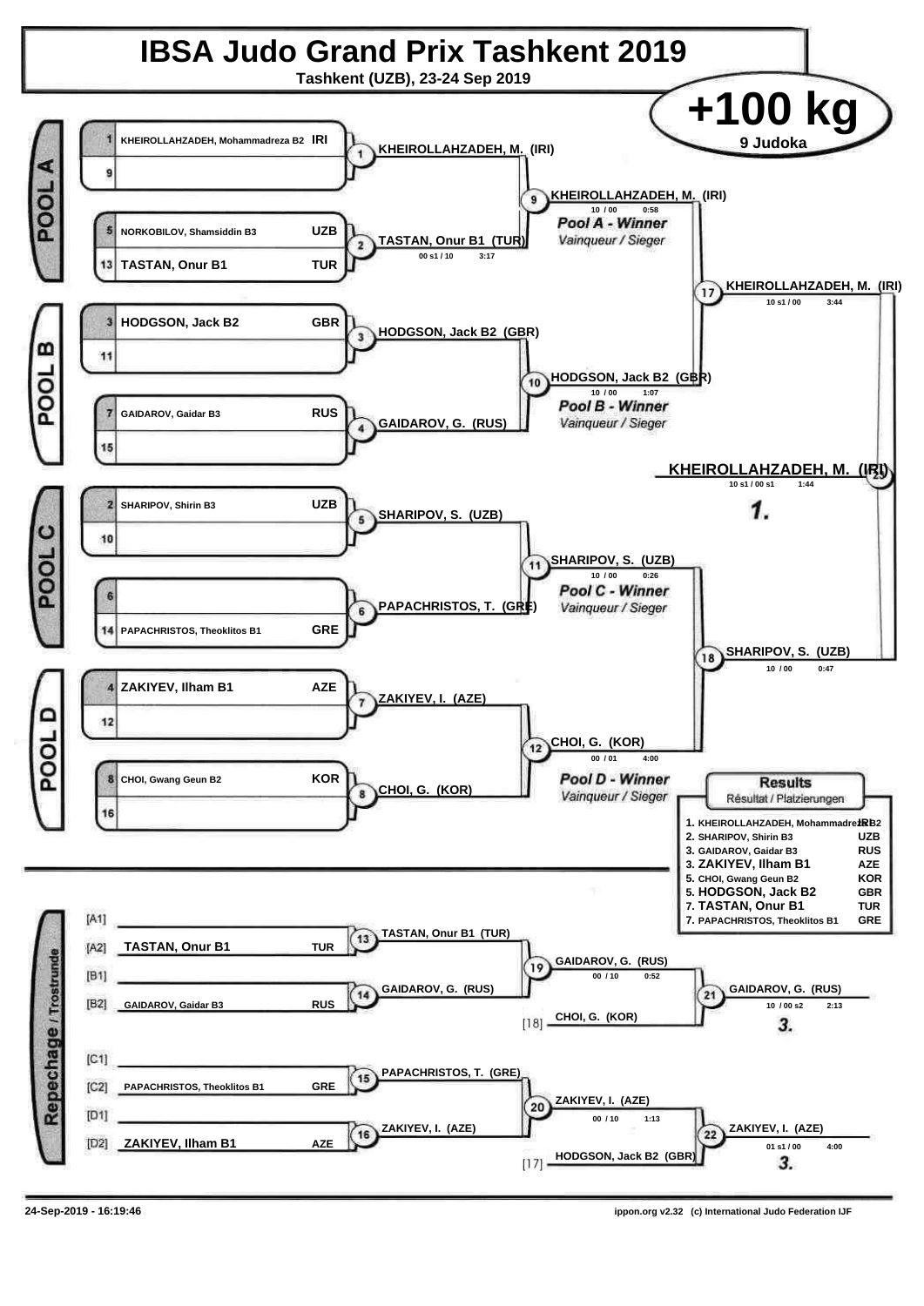# IBSA Judo Grand Prix Tashkent 2019

**Tashkent (UZB), 23-24 Sep 2019**

## +100 kg

**9 Judoka**

### POOL A

| Seed | Name | Country |
|---|---|---|
| 1 | KHEIROLLAHZADEH, Mohammadreza B2 | IRI |
| 9 | | |
| 5 | NORKOBILOV, Shamsiddin B3 | UZB |
| 13 | TASTAN, Onur B1 | TUR |

- (1) KHEIROLLAHZADEH, M. (IRI)
- (2) TASTAN, Onur B1 (TUR) — 00 s1 / 10 — 3:17
- (9) KHEIROLLAHZADEH, M. (IRI) — 10 / 00 — 0:58

*Pool A - Winner*
*Vainqueur / Sieger*

### POOL B

| Seed | Name | Country |
|---|---|---|
| 3 | HODGSON, Jack B2 | GBR |
| 11 | | |
| 7 | GAIDAROV, Gaidar B3 | RUS |
| 15 | | |

- (3) HODGSON, Jack B2 (GBR)
- (4) GAIDAROV, G. (RUS)
- (10) HODGSON, Jack B2 (GBR) — 10 / 00 — 1:07

*Pool B - Winner*
*Vainqueur / Sieger*

- (17) KHEIROLLAHZADEH, M. (IRI) — 10 s1 / 00 — 3:44

### POOL C

| Seed | Name | Country |
|---|---|---|
| 2 | SHARIPOV, Shirin B3 | UZB |
| 10 | | |
| 6 | | |
| 14 | PAPACHRISTOS, Theoklitos B1 | GRE |

- (5) SHARIPOV, S. (UZB)
- (6) PAPACHRISTOS, T. (GRE)
- (11) SHARIPOV, S. (UZB) — 10 / 00 — 0:26

*Pool C - Winner*
*Vainqueur / Sieger*

### POOL D

| Seed | Name | Country |
|---|---|---|
| 4 | ZAKIYEV, Ilham B1 | AZE |
| 12 | | |
| 8 | CHOI, Gwang Geun B2 | KOR |
| 16 | | |

- (7) ZAKIYEV, I. (AZE)
- (8) CHOI, G. (KOR)
- (12) CHOI, G. (KOR) — 00 / 01 — 4:00

*Pool D - Winner*
*Vainqueur / Sieger*

- (18) SHARIPOV, S. (UZB) — 10 / 00 — 0:47

### Final

- (23) **KHEIROLLAHZADEH, M. (IRI)** — 10 s1 / 00 s1 — 1:44 — **1.**

### Repechage / Trostrunde

| Position | Name | Country |
|---|---|---|
| [A1] | | |
| [A2] | TASTAN, Onur B1 | TUR |
| [B1] | | |
| [B2] | GAIDAROV, Gaidar B3 | RUS |
| [C1] | | |
| [C2] | PAPACHRISTOS, Theoklitos B1 | GRE |
| [D1] | | |
| [D2] | ZAKIYEV, Ilham B1 | AZE |

- (13) TASTAN, Onur B1 (TUR)
- (14) GAIDAROV, G. (RUS)
- (19) GAIDAROV, G. (RUS) — 00 / 10 — 0:52
- [18] CHOI, G. (KOR)
- (21) GAIDAROV, G. (RUS) — 10 / 00 s2 — 2:13 — **3.**
- (15) PAPACHRISTOS, T. (GRE)
- (16) ZAKIYEV, I. (AZE)
- (20) ZAKIYEV, I. (AZE) — 00 / 10 — 1:13
- [17] HODGSON, Jack B2 (GBR)
- (22) ZAKIYEV, I. (AZE) — 01 s1 / 00 — 4:00 — **3.**

### Results
Résultat / Platzierungen

| Place | Name | Country |
|---|---|---|
| 1. | KHEIROLLAHZADEH, Mohammadreza B2 | IRI |
| 2. | SHARIPOV, Shirin B3 | UZB |
| 3. | GAIDAROV, Gaidar B3 | RUS |
| 3. | ZAKIYEV, Ilham B1 | AZE |
| 5. | CHOI, Gwang Geun B2 | KOR |
| 5. | HODGSON, Jack B2 | GBR |
| 7. | TASTAN, Onur B1 | TUR |
| 7. | PAPACHRISTOS, Theoklitos B1 | GRE |

24-Sep-2019 - 16:19:46 — ippon.org v2.32 (c) International Judo Federation IJF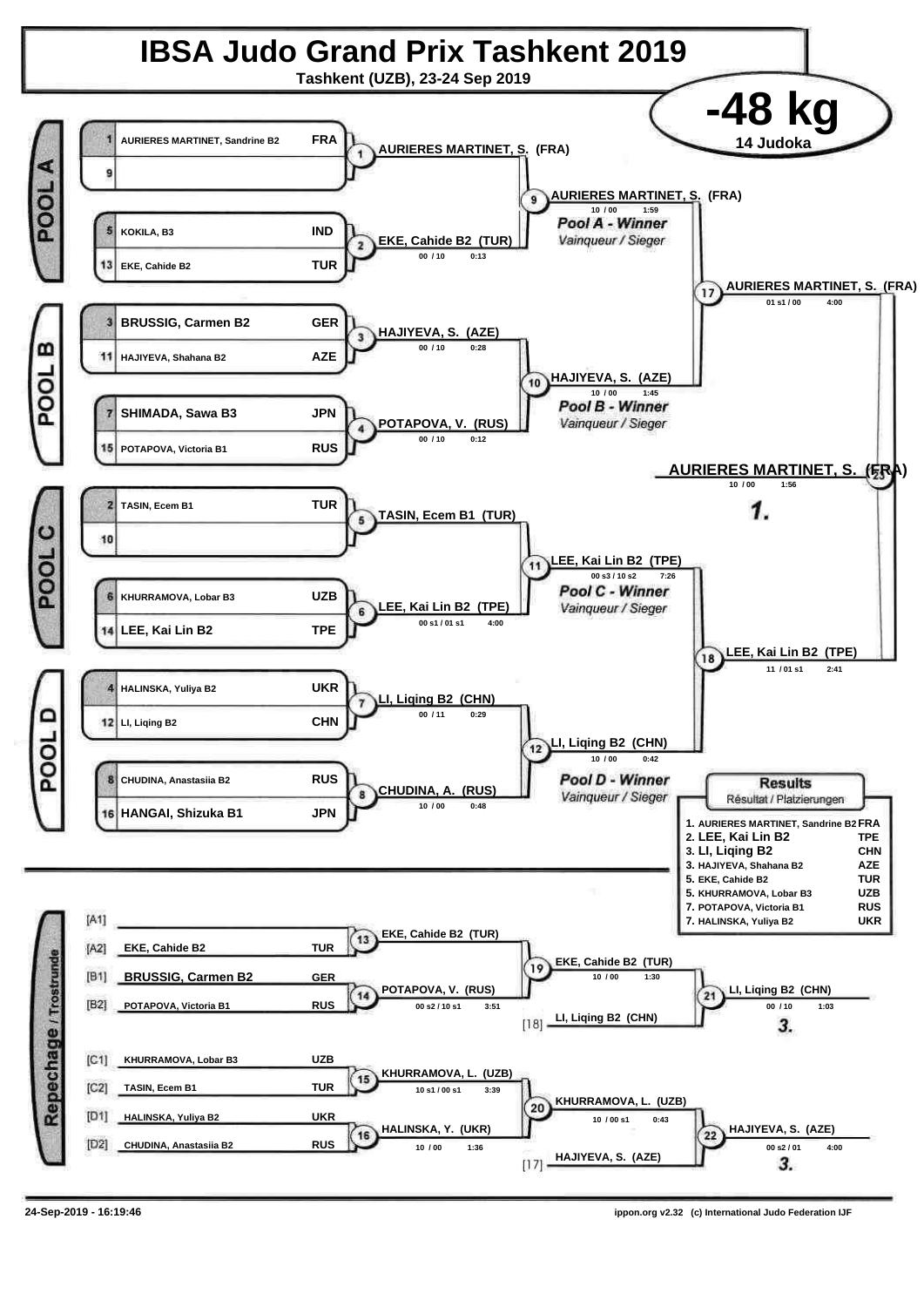# IBSA Judo Grand Prix Tashkent 2019

**Tashkent (UZB), 23-24 Sep 2019**

## -48 kg

**14 Judoka**

### POOL A

| Seed | Name | Country |
|---|---|---|
| 1 | AURIERES MARTINET, Sandrine B2 | FRA |
| 9 | | |
| 5 | KOKILA, B3 | IND |
| 13 | EKE, Cahide B2 | TUR |

- Contest 1: AURIERES MARTINET, S. (FRA)
- Contest 2: EKE, Cahide B2 (TUR) — 00 / 10 — 0:13
- Contest 9: AURIERES MARTINET, S. (FRA) — 10 / 00 — 1:59 — *Pool A - Winner* / *Vainqueur / Sieger*

### POOL B

| Seed | Name | Country |
|---|---|---|
| 3 | BRUSSIG, Carmen B2 | GER |
| 11 | HAJIYEVA, Shahana B2 | AZE |
| 7 | SHIMADA, Sawa B3 | JPN |
| 15 | POTAPOVA, Victoria B1 | RUS |

- Contest 3: HAJIYEVA, S. (AZE) — 00 / 10 — 0:28
- Contest 4: POTAPOVA, V. (RUS) — 00 / 10 — 0:12
- Contest 10: HAJIYEVA, S. (AZE) — 10 / 00 — 1:45 — *Pool B - Winner* / *Vainqueur / Sieger*

- Contest 17: AURIERES MARTINET, S. (FRA) — 01 s1 / 00 — 4:00

### POOL C

| Seed | Name | Country |
|---|---|---|
| 2 | TASIN, Ecem B1 | TUR |
| 10 | | |
| 6 | KHURRAMOVA, Lobar B3 | UZB |
| 14 | LEE, Kai Lin B2 | TPE |

- Contest 5: TASIN, Ecem B1 (TUR)
- Contest 6: LEE, Kai Lin B2 (TPE) — 00 s1 / 01 s1 — 4:00
- Contest 11: LEE, Kai Lin B2 (TPE) — 00 s3 / 10 s2 — 7:26 — *Pool C - Winner* / *Vainqueur / Sieger*

### POOL D

| Seed | Name | Country |
|---|---|---|
| 4 | HALINSKA, Yuliya B2 | UKR |
| 12 | LI, Liqing B2 | CHN |
| 8 | CHUDINA, Anastasiia B2 | RUS |
| 16 | HANGAI, Shizuka B1 | JPN |

- Contest 7: LI, Liqing B2 (CHN) — 00 / 11 — 0:29
- Contest 8: CHUDINA, A. (RUS) — 10 / 00 — 0:48
- Contest 12: LI, Liqing B2 (CHN) — 10 / 00 — 0:42 — *Pool D - Winner* / *Vainqueur / Sieger*

- Contest 18: LEE, Kai Lin B2 (TPE) — 11 / 01 s1 — 2:41

### Final

- Contest 23: AURIERES MARTINET, S. (FRA) — 10 / 00 — 1:56 — **1.**

### Repechage / Trostrunde

- [A1]
- [A2] EKE, Cahide B2 — TUR
- [B1] BRUSSIG, Carmen B2 — GER
- [B2] POTAPOVA, Victoria B1 — RUS
- [C1] KHURRAMOVA, Lobar B3 — UZB
- [C2] TASIN, Ecem B1 — TUR
- [D1] HALINSKA, Yuliya B2 — UKR
- [D2] CHUDINA, Anastasiia B2 — RUS

- Contest 13: EKE, Cahide B2 (TUR)
- Contest 14: POTAPOVA, V. (RUS) — 00 s2 / 10 s1 — 3:51
- Contest 19: EKE, Cahide B2 (TUR) — 10 / 00 — 1:30
- [18] LI, Liqing B2 (CHN)
- Contest 21: LI, Liqing B2 (CHN) — 00 / 10 — 1:03 — **3.**
- Contest 15: KHURRAMOVA, L. (UZB) — 10 s1 / 00 s1 — 3:39
- Contest 16: HALINSKA, Y. (UKR) — 10 / 00 — 1:36
- Contest 20: KHURRAMOVA, L. (UZB) — 10 / 00 s1 — 0:43
- [17] HAJIYEVA, S. (AZE)
- Contest 22: HAJIYEVA, S. (AZE) — 00 s2 / 01 — 4:00 — **3.**

### Results

Résultat / Platzierungen

| Place | Name | Country |
|---|---|---|
| 1. | AURIERES MARTINET, Sandrine B2 | FRA |
| 2. | LEE, Kai Lin B2 | TPE |
| 3. | LI, Liqing B2 | CHN |
| 3. | HAJIYEVA, Shahana B2 | AZE |
| 5. | EKE, Cahide B2 | TUR |
| 5. | KHURRAMOVA, Lobar B3 | UZB |
| 7. | POTAPOVA, Victoria B1 | RUS |
| 7. | HALINSKA, Yuliya B2 | UKR |

24-Sep-2019 - 16:19:46

ippon.org v2.32 (c) International Judo Federation IJF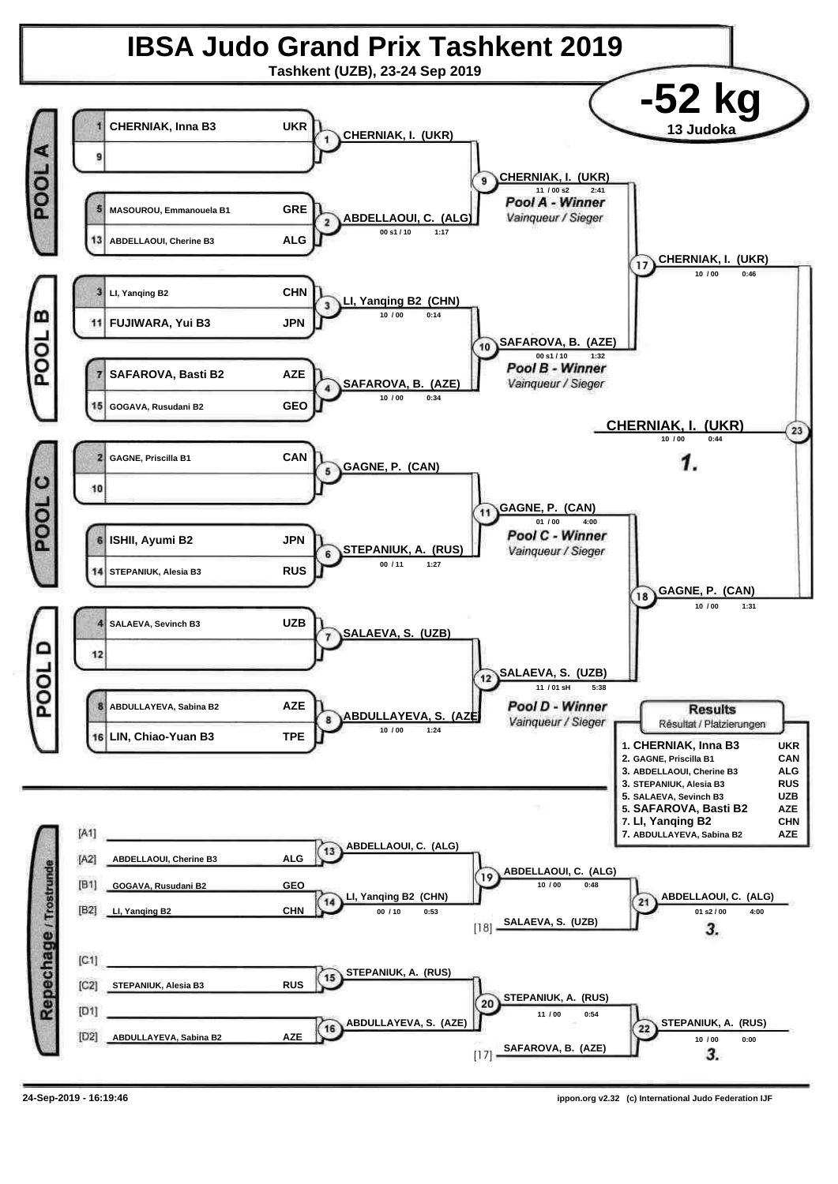# IBSA Judo Grand Prix Tashkent 2019

**Tashkent (UZB), 23-24 Sep 2019**

## -52 kg

**13 Judoka**

### POOL A

| Seed | Name | Country |
|---|---|---|
| 1 | CHERNIAK, Inna B3 | UKR |
| 9 | | |
| 5 | MASOUROU, Emmanouela B1 | GRE |
| 13 | ABDELLAOUI, Cherine B3 | ALG |

- Contest 1: CHERNIAK, I. (UKR)
- Contest 2: ABDELLAOUI, C. (ALG) — 00 s1 / 10 — 1:17
- Contest 9: CHERNIAK, I. (UKR) — 11 / 00 s2 — 2:41

*Pool A - Winner* / *Vainqueur / Sieger*

### POOL B

| Seed | Name | Country |
|---|---|---|
| 3 | LI, Yanqing B2 | CHN |
| 11 | FUJIWARA, Yui B3 | JPN |
| 7 | SAFAROVA, Basti B2 | AZE |
| 15 | GOGAVA, Rusudani B2 | GEO |

- Contest 3: LI, Yanqing B2 (CHN) — 10 / 00 — 0:14
- Contest 4: SAFAROVA, B. (AZE) — 10 / 00 — 0:34
- Contest 10: SAFAROVA, B. (AZE) — 00 s1 / 10 — 1:32

*Pool B - Winner* / *Vainqueur / Sieger*

- Contest 17: CHERNIAK, I. (UKR) — 10 / 00 — 0:46

### POOL C

| Seed | Name | Country |
|---|---|---|
| 2 | GAGNE, Priscilla B1 | CAN |
| 10 | | |
| 6 | ISHII, Ayumi B2 | JPN |
| 14 | STEPANIUK, Alesia B3 | RUS |

- Contest 5: GAGNE, P. (CAN)
- Contest 6: STEPANIUK, A. (RUS) — 00 / 11 — 1:27
- Contest 11: GAGNE, P. (CAN) — 01 / 00 — 4:00

*Pool C - Winner* / *Vainqueur / Sieger*

### POOL D

| Seed | Name | Country |
|---|---|---|
| 4 | SALAEVA, Sevinch B3 | UZB |
| 12 | | |
| 8 | ABDULLAYEVA, Sabina B2 | AZE |
| 16 | LIN, Chiao-Yuan B3 | TPE |

- Contest 7: SALAEVA, S. (UZB)
- Contest 8: ABDULLAYEVA, S. (AZE) — 10 / 00 — 1:24
- Contest 12: SALAEVA, S. (UZB) — 11 / 01 sH — 5:38

*Pool D - Winner* / *Vainqueur / Sieger*

- Contest 18: GAGNE, P. (CAN) — 10 / 00 — 1:31

### Final

- Contest 23: **CHERNIAK, I. (UKR)** — 10 / 00 — 0:44 — **1.**

### Results

Résultat / Platzierungen

| Place | Name | Country |
|---|---|---|
| 1. | CHERNIAK, Inna B3 | UKR |
| 2. | GAGNE, Priscilla B1 | CAN |
| 3. | ABDELLAOUI, Cherine B3 | ALG |
| 3. | STEPANIUK, Alesia B3 | RUS |
| 5. | SALAEVA, Sevinch B3 | UZB |
| 5. | SAFAROVA, Basti B2 | AZE |
| 7. | LI, Yanqing B2 | CHN |
| 7. | ABDULLAYEVA, Sabina B2 | AZE |

### Repechage / Trostrunde

| | Name | Country |
|---|---|---|
| [A1] | | |
| [A2] | ABDELLAOUI, Cherine B3 | ALG |
| [B1] | GOGAVA, Rusudani B2 | GEO |
| [B2] | LI, Yanqing B2 | CHN |
| [C1] | | |
| [C2] | STEPANIUK, Alesia B3 | RUS |
| [D1] | | |
| [D2] | ABDULLAYEVA, Sabina B2 | AZE |

- Contest 13: ABDELLAOUI, C. (ALG)
- Contest 14: LI, Yanqing B2 (CHN) — 00 / 10 — 0:53
- Contest 19: ABDELLAOUI, C. (ALG) — 10 / 00 — 0:48
- [18] SALAEVA, S. (UZB)
- Contest 21: ABDELLAOUI, C. (ALG) — 01 s2 / 00 — 4:00 — **3.**
- Contest 15: STEPANIUK, A. (RUS)
- Contest 16: ABDULLAYEVA, S. (AZE)
- Contest 20: STEPANIUK, A. (RUS) — 11 / 00 — 0:54
- [17] SAFAROVA, B. (AZE)
- Contest 22: STEPANIUK, A. (RUS) — 10 / 00 — 0:00 — **3.**

24-Sep-2019 - 16:19:46 — ippon.org v2.32 (c) International Judo Federation IJF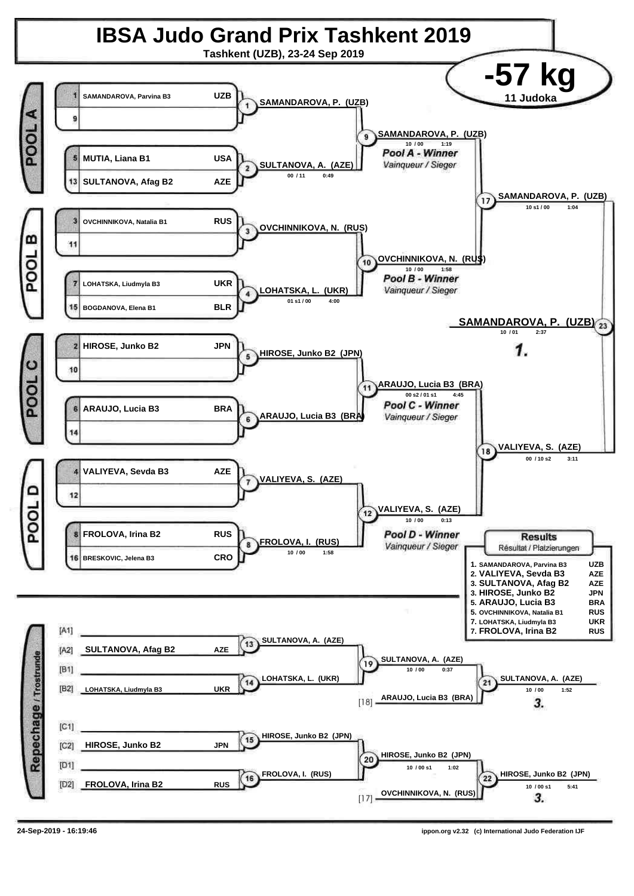# IBSA Judo Grand Prix Tashkent 2019

**Tashkent (UZB), 23-24 Sep 2019**

## -57 kg

**11 Judoka**

### POOL A

| Seed | Name | Country |
|---|---|---|
| 1 | SAMANDAROVA, Parvina B3 | UZB |
| 9 | | |
| 5 | MUTIA, Liana B1 | USA |
| 13 | SULTANOVA, Afag B2 | AZE |

- Contest 1: SAMANDAROVA, P. (UZB)
- Contest 2: SULTANOVA, A. (AZE) — 00 / 11 0:49
- Contest 9: SAMANDAROVA, P. (UZB) — 10 / 00 1:19 — *Pool A - Winner* / *Vainqueur / Sieger*

### POOL B

| Seed | Name | Country |
|---|---|---|
| 3 | OVCHINNIKOVA, Natalia B1 | RUS |
| 11 | | |
| 7 | LOHATSKA, Liudmyla B3 | UKR |
| 15 | BOGDANOVA, Elena B1 | BLR |

- Contest 3: OVCHINNIKOVA, N. (RUS)
- Contest 4: LOHATSKA, L. (UKR) — 01 s1 / 00 4:00
- Contest 10: OVCHINNIKOVA, N. (RUS) — 10 / 00 1:58 — *Pool B - Winner* / *Vainqueur / Sieger*

### POOL C

| Seed | Name | Country |
|---|---|---|
| 2 | HIROSE, Junko B2 | JPN |
| 10 | | |
| 6 | ARAUJO, Lucia B3 | BRA |
| 14 | | |

- Contest 5: HIROSE, Junko B2 (JPN)
- Contest 6: ARAUJO, Lucia B3 (BRA)
- Contest 11: ARAUJO, Lucia B3 (BRA) — 00 s2 / 01 s1 4:45 — *Pool C - Winner* / *Vainqueur / Sieger*

### POOL D

| Seed | Name | Country |
|---|---|---|
| 4 | VALIYEVA, Sevda B3 | AZE |
| 12 | | |
| 8 | FROLOVA, Irina B2 | RUS |
| 16 | BRESKOVIC, Jelena B3 | CRO |

- Contest 7: VALIYEVA, S. (AZE)
- Contest 8: FROLOVA, I. (RUS) — 10 / 00 1:58
- Contest 12: VALIYEVA, S. (AZE) — 10 / 00 0:13 — *Pool D - Winner* / *Vainqueur / Sieger*

### Semi-finals and Final

- Contest 17: SAMANDAROVA, P. (UZB) — 10 s1 / 00 1:04
- Contest 18: VALIYEVA, S. (AZE) — 00 / 10 s2 3:11
- Contest 23: SAMANDAROVA, P. (UZB) — 10 / 01 2:37 — **1.**

### Repechage / Trostrunde

| Slot | Name | Country |
|---|---|---|
| [A1] | | |
| [A2] | SULTANOVA, Afag B2 | AZE |
| [B1] | | |
| [B2] | LOHATSKA, Liudmyla B3 | UKR |
| [C1] | | |
| [C2] | HIROSE, Junko B2 | JPN |
| [D1] | | |
| [D2] | FROLOVA, Irina B2 | RUS |

- Contest 13: SULTANOVA, A. (AZE)
- Contest 14: LOHATSKA, L. (UKR)
- Contest 19: SULTANOVA, A. (AZE) — 10 / 00 0:37
- Contest 21: SULTANOVA, A. (AZE) vs [18] ARAUJO, Lucia B3 (BRA) — 10 / 00 1:52 — **3.**
- Contest 15: HIROSE, Junko B2 (JPN)
- Contest 16: FROLOVA, I. (RUS)
- Contest 20: HIROSE, Junko B2 (JPN) — 10 / 00 s1 1:02
- Contest 22: HIROSE, Junko B2 (JPN) vs [17] OVCHINNIKOVA, N. (RUS) — 10 / 00 s1 5:41 — **3.**

### Results
*Résultat / Platzierungen*

| Rank | Name | Country |
|---|---|---|
| 1. | SAMANDAROVA, Parvina B3 | UZB |
| 2. | VALIYEVA, Sevda B3 | AZE |
| 3. | SULTANOVA, Afag B2 | AZE |
| 3. | HIROSE, Junko B2 | JPN |
| 5. | ARAUJO, Lucia B3 | BRA |
| 5. | OVCHINNIKOVA, Natalia B1 | RUS |
| 7. | LOHATSKA, Liudmyla B3 | UKR |
| 7. | FROLOVA, Irina B2 | RUS |

24-Sep-2019 - 16:19:46 ippon.org v2.32 (c) International Judo Federation IJF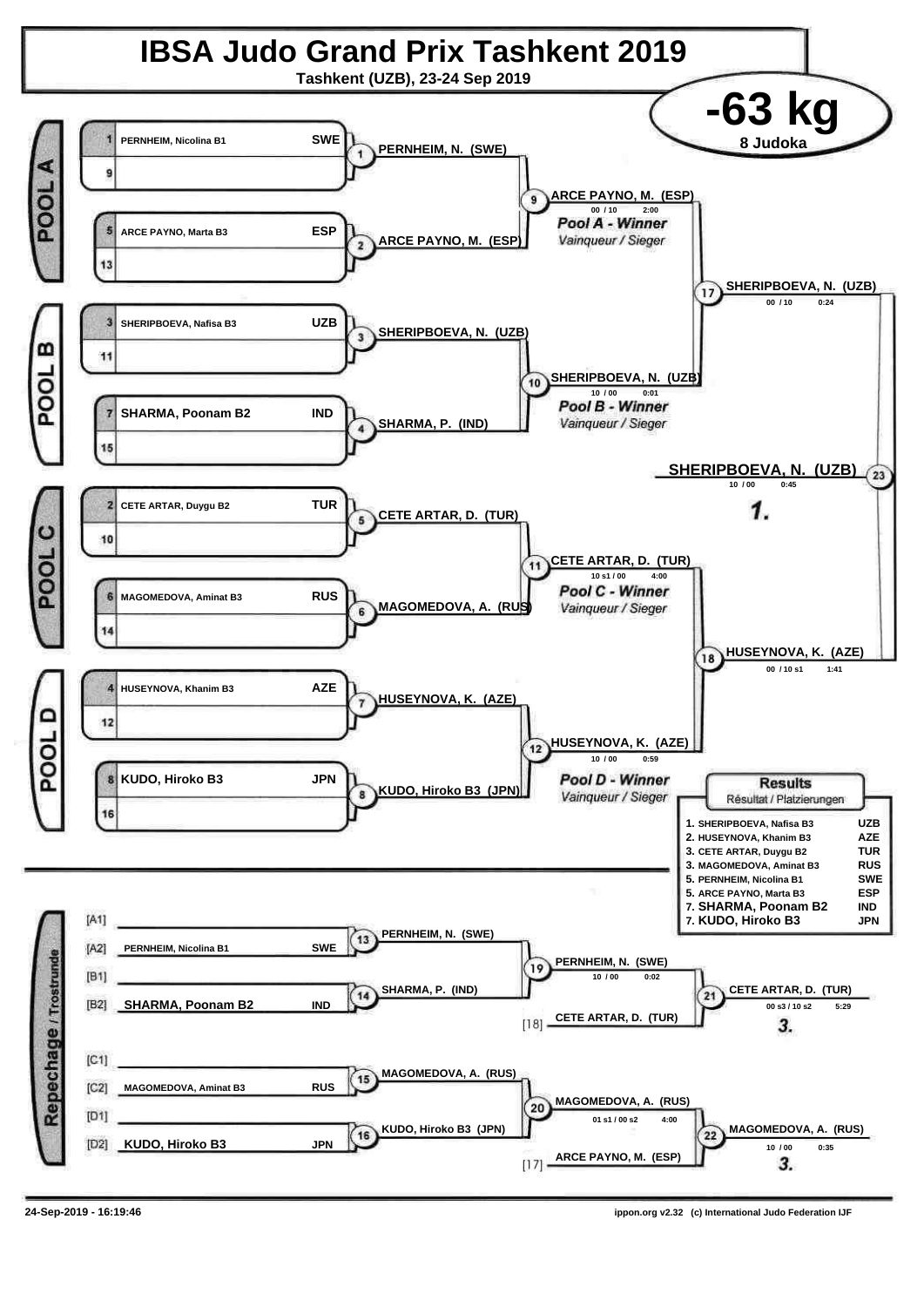# IBSA Judo Grand Prix Tashkent 2019

**Tashkent (UZB), 23-24 Sep 2019**

## -63 kg

**8 Judoka**

### POOL A

| # | Name | Country |
|---|---|---|
| 1 | PERNHEIM, Nicolina B1 | SWE |
| 9 | | |
| 5 | ARCE PAYNO, Marta B3 | ESP |
| 13 | | |

- Match 1: PERNHEIM, N. (SWE)
- Match 2: ARCE PAYNO, M. (ESP)
- Match 9: ARCE PAYNO, M. (ESP) — 00 / 10 — 2:00

*Pool A - Winner*
*Vainqueur / Sieger*

### POOL B

| # | Name | Country |
|---|---|---|
| 3 | SHERIPBOEVA, Nafisa B3 | UZB |
| 11 | | |
| 7 | SHARMA, Poonam B2 | IND |
| 15 | | |

- Match 3: SHERIPBOEVA, N. (UZB)
- Match 4: SHARMA, P. (IND)
- Match 10: SHERIPBOEVA, N. (UZB) — 10 / 00 — 0:01

*Pool B - Winner*
*Vainqueur / Sieger*

### POOL C

| # | Name | Country |
|---|---|---|
| 2 | CETE ARTAR, Duygu B2 | TUR |
| 10 | | |
| 6 | MAGOMEDOVA, Aminat B3 | RUS |
| 14 | | |

- Match 5: CETE ARTAR, D. (TUR)
- Match 6: MAGOMEDOVA, A. (RUS)
- Match 11: CETE ARTAR, D. (TUR) — 10 s1 / 00 — 4:00

*Pool C - Winner*
*Vainqueur / Sieger*

### POOL D

| # | Name | Country |
|---|---|---|
| 4 | HUSEYNOVA, Khanim B3 | AZE |
| 12 | | |
| 8 | KUDO, Hiroko B3 | JPN |
| 16 | | |

- Match 7: HUSEYNOVA, K. (AZE)
- Match 8: KUDO, Hiroko B3 (JPN)
- Match 12: HUSEYNOVA, K. (AZE) — 10 / 00 — 0:59

*Pool D - Winner*
*Vainqueur / Sieger*

### Semi-finals and Final

- Match 17: SHERIPBOEVA, N. (UZB) — 00 / 10 — 0:24
- Match 18: HUSEYNOVA, K. (AZE) — 00 / 10 s1 — 1:41
- Match 23: **SHERIPBOEVA, N. (UZB)** — 10 / 00 — 0:45 — **1.**

### Repechage / Trostrunde

| Slot | Name | Country |
|---|---|---|
| [A1] | | |
| [A2] | PERNHEIM, Nicolina B1 | SWE |
| [B1] | | |
| [B2] | SHARMA, Poonam B2 | IND |
| [C1] | | |
| [C2] | MAGOMEDOVA, Aminat B3 | RUS |
| [D1] | | |
| [D2] | KUDO, Hiroko B3 | JPN |

- Match 13: PERNHEIM, N. (SWE)
- Match 14: SHARMA, P. (IND)
- Match 19: PERNHEIM, N. (SWE) — 10 / 00 — 0:02
- [18] CETE ARTAR, D. (TUR)
- Match 21: CETE ARTAR, D. (TUR) — 00 s3 / 10 s2 — 5:29 — **3.**
- Match 15: MAGOMEDOVA, A. (RUS)
- Match 16: KUDO, Hiroko B3 (JPN)
- Match 20: MAGOMEDOVA, A. (RUS) — 01 s1 / 00 s2 — 4:00
- [17] ARCE PAYNO, M. (ESP)
- Match 22: MAGOMEDOVA, A. (RUS) — 10 / 00 — 0:35 — **3.**

### Results

Résultat / Platzierungen

| Place | Name | Country |
|---|---|---|
| 1. | SHERIPBOEVA, Nafisa B3 | UZB |
| 2. | HUSEYNOVA, Khanim B3 | AZE |
| 3. | CETE ARTAR, Duygu B2 | TUR |
| 3. | MAGOMEDOVA, Aminat B3 | RUS |
| 5. | PERNHEIM, Nicolina B1 | SWE |
| 5. | ARCE PAYNO, Marta B3 | ESP |
| 7. | SHARMA, Poonam B2 | IND |
| 7. | KUDO, Hiroko B3 | JPN |

24-Sep-2019 - 16:19:46

ippon.org v2.32 (c) International Judo Federation IJF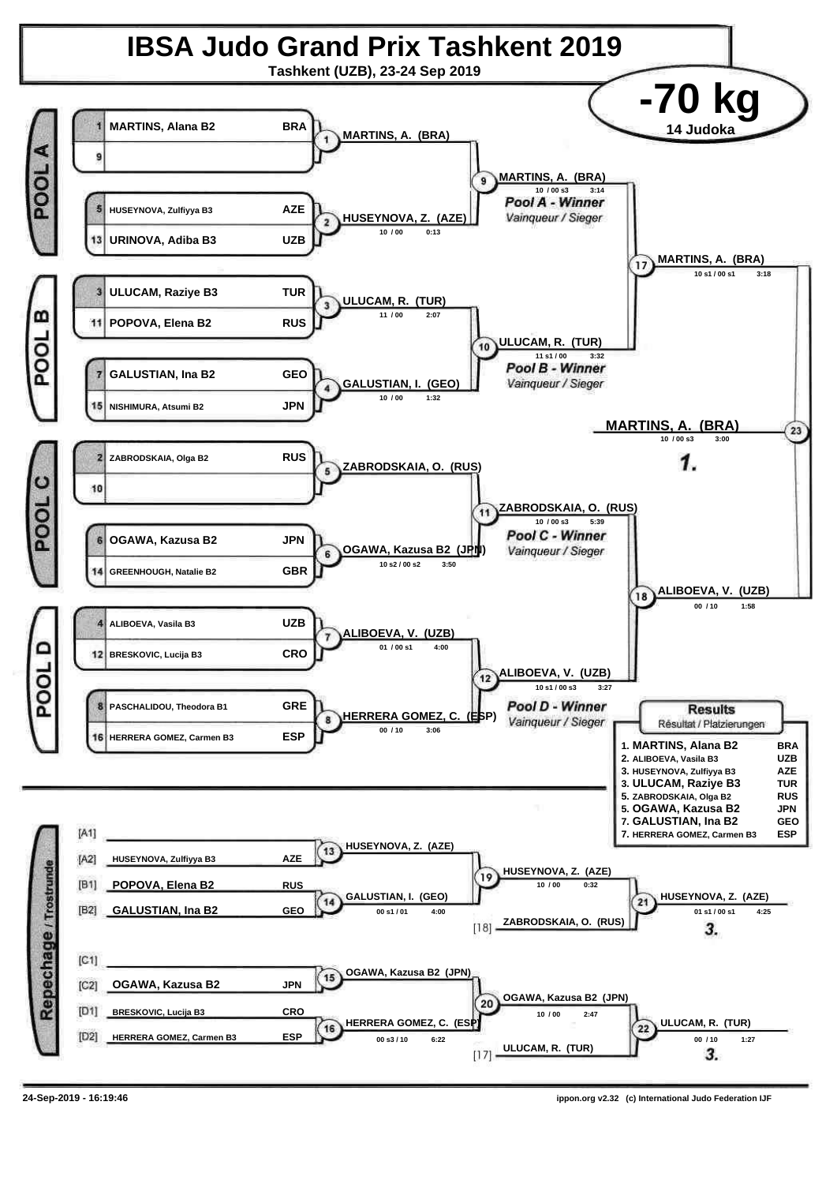# IBSA Judo Grand Prix Tashkent 2019

**Tashkent (UZB), 23-24 Sep 2019**

## -70 kg

**14 Judoka**

### POOL A

| Seed | Name | Country |
|---|---|---|
| 1 | MARTINS, Alana B2 | BRA |
| 9 | | |
| 5 | HUSEYNOVA, Zulfiyya B3 | AZE |
| 13 | URINOVA, Adiba B3 | UZB |

- Contest 1: MARTINS, A. (BRA)
- Contest 2: HUSEYNOVA, Z. (AZE) — 10 / 00 — 0:13
- Contest 9: MARTINS, A. (BRA) — 10 / 00 s3 — 3:14

*Pool A - Winner* / Vainqueur / Sieger

### POOL B

| Seed | Name | Country |
|---|---|---|
| 3 | ULUCAM, Raziye B3 | TUR |
| 11 | POPOVA, Elena B2 | RUS |
| 7 | GALUSTIAN, Ina B2 | GEO |
| 15 | NISHIMURA, Atsumi B2 | JPN |

- Contest 3: ULUCAM, R. (TUR) — 11 / 00 — 2:07
- Contest 4: GALUSTIAN, I. (GEO) — 10 / 00 — 1:32
- Contest 10: ULUCAM, R. (TUR) — 11 s1 / 00 — 3:32

*Pool B - Winner* / Vainqueur / Sieger

### POOL C

| Seed | Name | Country |
|---|---|---|
| 2 | ZABRODSKAIA, Olga B2 | RUS |
| 10 | | |
| 6 | OGAWA, Kazusa B2 | JPN |
| 14 | GREENHOUGH, Natalie B2 | GBR |

- Contest 5: ZABRODSKAIA, O. (RUS)
- Contest 6: OGAWA, Kazusa B2 (JPN) — 10 s2 / 00 s2 — 3:50
- Contest 11: ZABRODSKAIA, O. (RUS) — 10 / 00 s3 — 5:39

*Pool C - Winner* / Vainqueur / Sieger

### POOL D

| Seed | Name | Country |
|---|---|---|
| 4 | ALIBOEVA, Vasila B3 | UZB |
| 12 | BRESKOVIC, Lucija B3 | CRO |
| 8 | PASCHALIDOU, Theodora B1 | GRE |
| 16 | HERRERA GOMEZ, Carmen B3 | ESP |

- Contest 7: ALIBOEVA, V. (UZB) — 01 / 00 s1 — 4:00
- Contest 8: HERRERA GOMEZ, C. (ESP) — 00 / 10 — 3:06
- Contest 12: ALIBOEVA, V. (UZB) — 10 s1 / 00 s3 — 3:27

*Pool D - Winner* / Vainqueur / Sieger

### Semi-finals and Final

- Contest 17: MARTINS, A. (BRA) — 10 s1 / 00 s1 — 3:18
- Contest 18: ALIBOEVA, V. (UZB) — 00 / 10 — 1:58
- Contest 23: **MARTINS, A. (BRA)** — 10 / 00 s3 — 3:00 — **1.**

### Repechage / Trostrunde

| Slot | Name | Country |
|---|---|---|
| [A1] | | |
| [A2] | HUSEYNOVA, Zulfiyya B3 | AZE |
| [B1] | POPOVA, Elena B2 | RUS |
| [B2] | GALUSTIAN, Ina B2 | GEO |
| [C1] | | |
| [C2] | OGAWA, Kazusa B2 | JPN |
| [D1] | BRESKOVIC, Lucija B3 | CRO |
| [D2] | HERRERA GOMEZ, Carmen B3 | ESP |

- Contest 13: HUSEYNOVA, Z. (AZE)
- Contest 14: GALUSTIAN, I. (GEO) — 00 s1 / 01 — 4:00
- Contest 19: HUSEYNOVA, Z. (AZE) — 10 / 00 — 0:32
- [18] ZABRODSKAIA, O. (RUS)
- Contest 21: HUSEYNOVA, Z. (AZE) — 01 s1 / 00 s1 — 4:25 — **3.**
- Contest 15: OGAWA, Kazusa B2 (JPN)
- Contest 16: HERRERA GOMEZ, C. (ESP) — 00 s3 / 10 — 6:22
- Contest 20: OGAWA, Kazusa B2 (JPN) — 10 / 00 — 2:47
- [17] ULUCAM, R. (TUR)
- Contest 22: ULUCAM, R. (TUR) — 00 / 10 — 1:27 — **3.**

### Results

Résultat / Platzierungen

| Place | Name | Country |
|---|---|---|
| 1. | MARTINS, Alana B2 | BRA |
| 2. | ALIBOEVA, Vasila B3 | UZB |
| 3. | HUSEYNOVA, Zulfiyya B3 | AZE |
| 3. | ULUCAM, Raziye B3 | TUR |
| 5. | ZABRODSKAIA, Olga B2 | RUS |
| 5. | OGAWA, Kazusa B2 | JPN |
| 7. | GALUSTIAN, Ina B2 | GEO |
| 7. | HERRERA GOMEZ, Carmen B3 | ESP |

24-Sep-2019 - 16:19:46 ippon.org v2.32 (c) International Judo Federation IJF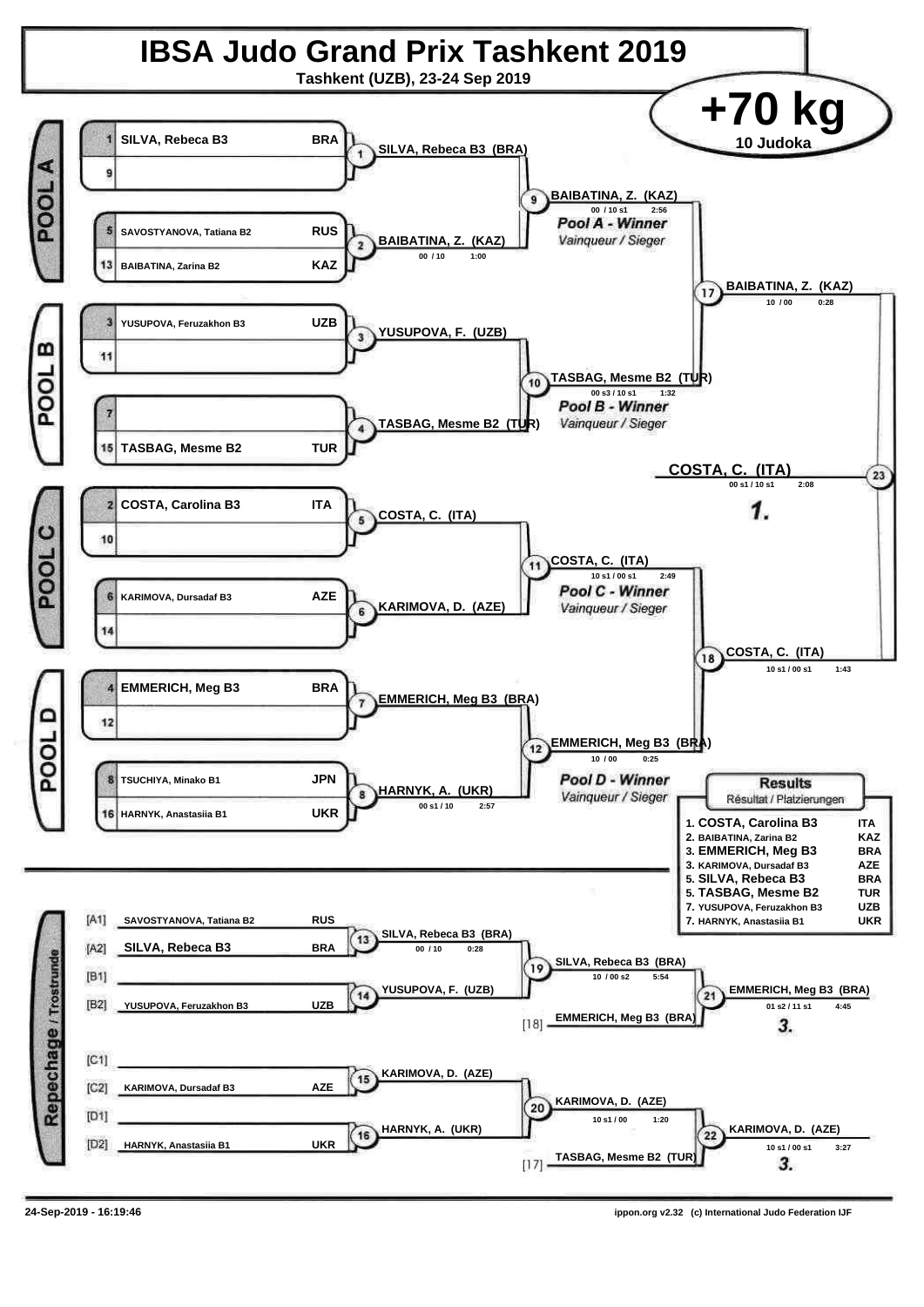# IBSA Judo Grand Prix Tashkent 2019

**Tashkent (UZB), 23-24 Sep 2019**

## +70 kg

10 Judoka

### POOL A

| Seed | Name | Nation |
|---|---|---|
| 1 | SILVA, Rebeca B3 | BRA |
| 9 | | |
| 5 | SAVOSTYANOVA, Tatiana B2 | RUS |
| 13 | BAIBATINA, Zarina B2 | KAZ |

- 1: SILVA, Rebeca B3 (BRA)
- 2: BAIBATINA, Z. (KAZ) — 00 / 10 — 1:00
- 9: BAIBATINA, Z. (KAZ) — 00 / 10 s1 — 2:56

*Pool A - Winner*
*Vainqueur / Sieger*

### POOL B

| Seed | Name | Nation |
|---|---|---|
| 3 | YUSUPOVA, Feruzakhon B3 | UZB |
| 11 | | |
| 7 | | |
| 15 | TASBAG, Mesme B2 | TUR |

- 3: YUSUPOVA, F. (UZB)
- 4: TASBAG, Mesme B2 (TUR)
- 10: TASBAG, Mesme B2 (TUR) — 00 s3 / 10 s1 — 1:32

*Pool B - Winner*
*Vainqueur / Sieger*

- 17: BAIBATINA, Z. (KAZ) — 10 / 00 — 0:28

### POOL C

| Seed | Name | Nation |
|---|---|---|
| 2 | COSTA, Carolina B3 | ITA |
| 10 | | |
| 6 | KARIMOVA, Dursadaf B3 | AZE |
| 14 | | |

- 5: COSTA, C. (ITA)
- 6: KARIMOVA, D. (AZE)
- 11: COSTA, C. (ITA) — 10 s1 / 00 s1 — 2:49

*Pool C - Winner*
*Vainqueur / Sieger*

### POOL D

| Seed | Name | Nation |
|---|---|---|
| 4 | EMMERICH, Meg B3 | BRA |
| 12 | | |
| 8 | TSUCHIYA, Minako B1 | JPN |
| 16 | HARNYK, Anastasiia B1 | UKR |

- 7: EMMERICH, Meg B3 (BRA)
- 8: HARNYK, A. (UKR) — 00 s1 / 10 — 2:57
- 12: EMMERICH, Meg B3 (BRA) — 10 / 00 — 0:25

*Pool D - Winner*
*Vainqueur / Sieger*

- 18: COSTA, C. (ITA) — 10 s1 / 00 s1 — 1:43

### Final

- 23: COSTA, C. (ITA) — 00 s1 / 10 s1 — 2:08 — **1.**

### Results

Résultat / Platzierungen

| Place | Name | Nation |
|---|---|---|
| 1. | COSTA, Carolina B3 | ITA |
| 2. | BAIBATINA, Zarina B2 | KAZ |
| 3. | EMMERICH, Meg B3 | BRA |
| 3. | KARIMOVA, Dursadaf B3 | AZE |
| 5. | SILVA, Rebeca B3 | BRA |
| 5. | TASBAG, Mesme B2 | TUR |
| 7. | YUSUPOVA, Feruzakhon B3 | UZB |
| 7. | HARNYK, Anastasiia B1 | UKR |

### Repechage / Trostrunde

| Slot | Name | Nation |
|---|---|---|
| [A1] | SAVOSTYANOVA, Tatiana B2 | RUS |
| [A2] | SILVA, Rebeca B3 | BRA |
| [B1] | | |
| [B2] | YUSUPOVA, Feruzakhon B3 | UZB |
| [C1] | | |
| [C2] | KARIMOVA, Dursadaf B3 | AZE |
| [D1] | | |
| [D2] | HARNYK, Anastasiia B1 | UKR |

- 13: SILVA, Rebeca B3 (BRA) — 00 / 10 — 0:28
- 14: YUSUPOVA, F. (UZB)
- 19: SILVA, Rebeca B3 (BRA) — 10 / 00 s2 — 5:54
- [18] EMMERICH, Meg B3 (BRA)
- 21: EMMERICH, Meg B3 (BRA) — 01 s2 / 11 s1 — 4:45 — **3.**
- 15: KARIMOVA, D. (AZE)
- 16: HARNYK, A. (UKR)
- 20: KARIMOVA, D. (AZE) — 10 s1 / 00 — 1:20
- [17] TASBAG, Mesme B2 (TUR)
- 22: KARIMOVA, D. (AZE) — 10 s1 / 00 s1 — 3:27 — **3.**

24-Sep-2019 - 16:19:46

ippon.org v2.32 (c) International Judo Federation IJF